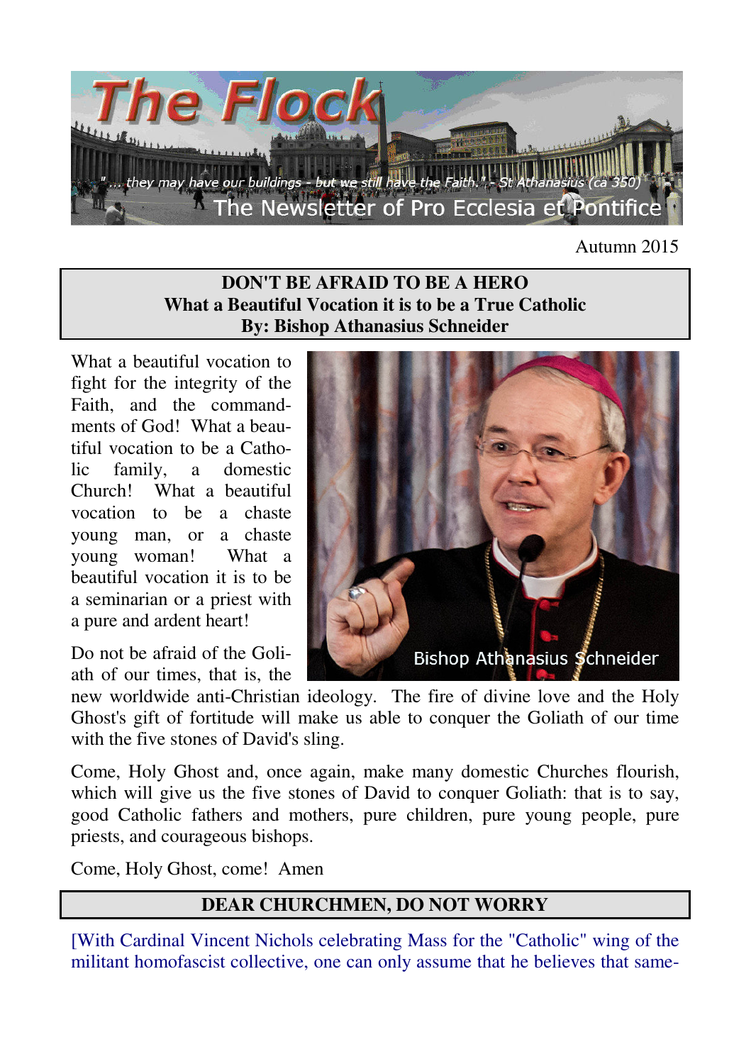# The Flock

"... they may have our buildings - but we still have the Faith." - St Athanasius (ca 350)

The Newsletter of Pro Ecclesia et Pontifice

Autumn 2015

## DON'T BE AFRAID TO BE A HERO

### What a Beautiful Vocation it is to be a True Catholic

**By: Bishop Athanasius Schneider**

What a beautiful vocation to fight for the integrity of the Faith, and the commandments of God! What a beautiful vocation to be a Catholic family, a domestic Church! What a beautiful vocation to be a chaste young man, or a chaste young woman! What a beautiful vocation it is to be a seminarian or a priest with a pure and ardent heart!

Bishop Athanasius Schneider

Do not be afraid of the Goliath of our times, that is, the new worldwide anti-Christian ideology. The fire of divine love and the Holy Ghost's gift of fortitude will make us able to conquer the Goliath of our time with the five stones of David's sling.

Come, Holy Ghost and, once again, make many domestic Churches flourish, which will give us the five stones of David to conquer Goliath: that is to say, good Catholic fathers and mothers, pure children, pure young people, pure priests, and courageous bishops.

Come, Holy Ghost, come! Amen

## DEAR CHURCHMEN, DO NOT WORRY

[With Cardinal Vincent Nichols celebrating Mass for the "Catholic" wing of the militant homofascist collective, one can only assume that he believes that same-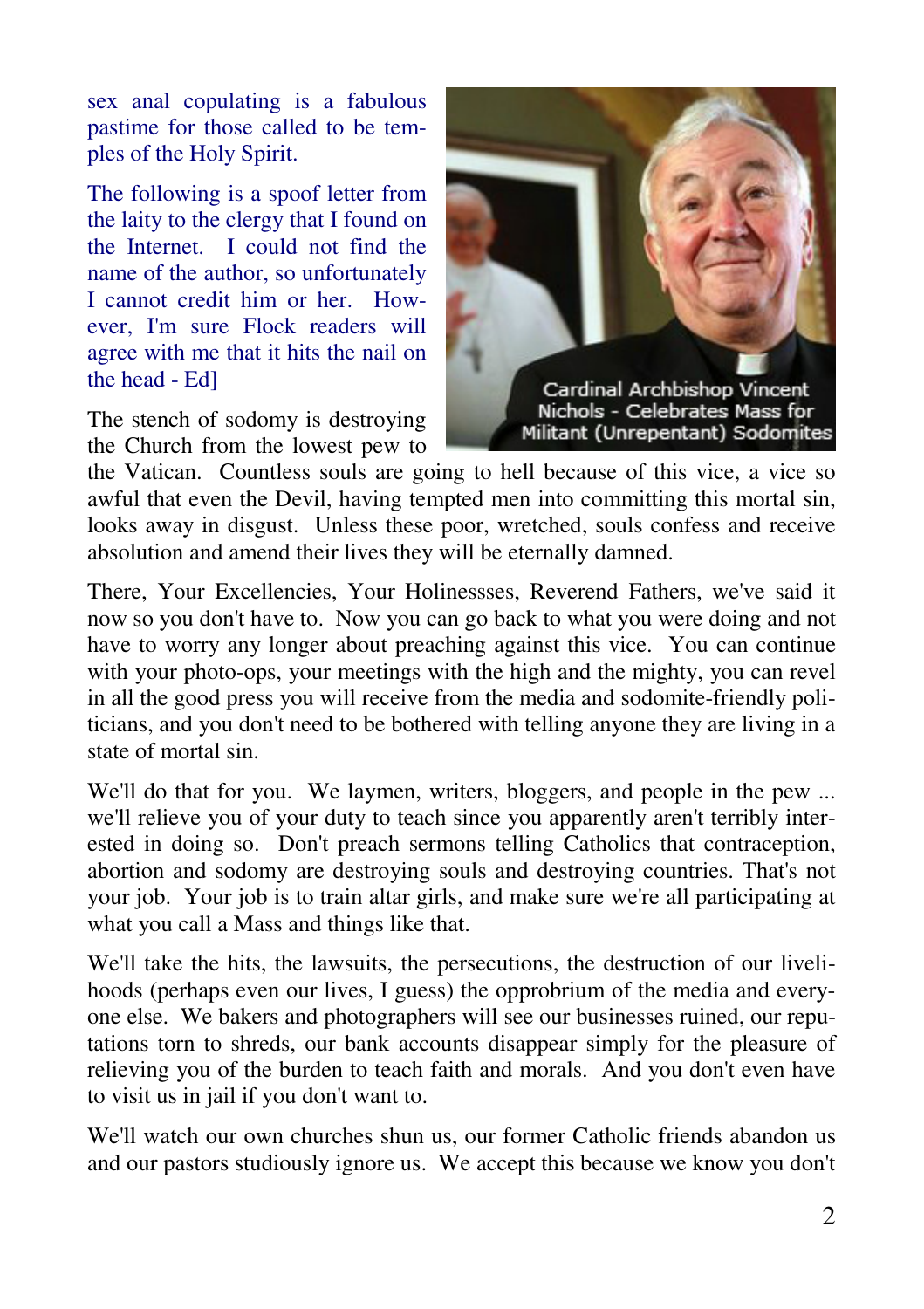sex anal copulating is a fabulous pastime for those called to be temples of the Holy Spirit.

The following is a spoof letter from the laity to the clergy that I found on the Internet. I could not find the name of the author, so unfortunately I cannot credit him or her. However, I'm sure Flock readers will agree with me that it hits the nail on the head - Ed]

Cardinal Archbishop Vincent Nichols - Celebrates Mass for Militant (Unrepentant) Sodomites

The stench of sodomy is destroying the Church from the lowest pew to the Vatican. Countless souls are going to hell because of this vice, a vice so awful that even the Devil, having tempted men into committing this mortal sin, looks away in disgust. Unless these poor, wretched, souls confess and receive absolution and amend their lives they will be eternally damned.

There, Your Excellencies, Your Holinessses, Reverend Fathers, we've said it now so you don't have to. Now you can go back to what you were doing and not have to worry any longer about preaching against this vice. You can continue with your photo-ops, your meetings with the high and the mighty, you can revel in all the good press you will receive from the media and sodomite-friendly politicians, and you don't need to be bothered with telling anyone they are living in a state of mortal sin.

We'll do that for you. We laymen, writers, bloggers, and people in the pew ... we'll relieve you of your duty to teach since you apparently aren't terribly interested in doing so. Don't preach sermons telling Catholics that contraception, abortion and sodomy are destroying souls and destroying countries. That's not your job. Your job is to train altar girls, and make sure we're all participating at what you call a Mass and things like that.

We'll take the hits, the lawsuits, the persecutions, the destruction of our livelihoods (perhaps even our lives, I guess) the opprobrium of the media and everyone else. We bakers and photographers will see our businesses ruined, our reputations torn to shreds, our bank accounts disappear simply for the pleasure of relieving you of the burden to teach faith and morals. And you don't even have to visit us in jail if you don't want to.

We'll watch our own churches shun us, our former Catholic friends abandon us and our pastors studiously ignore us. We accept this because we know you don't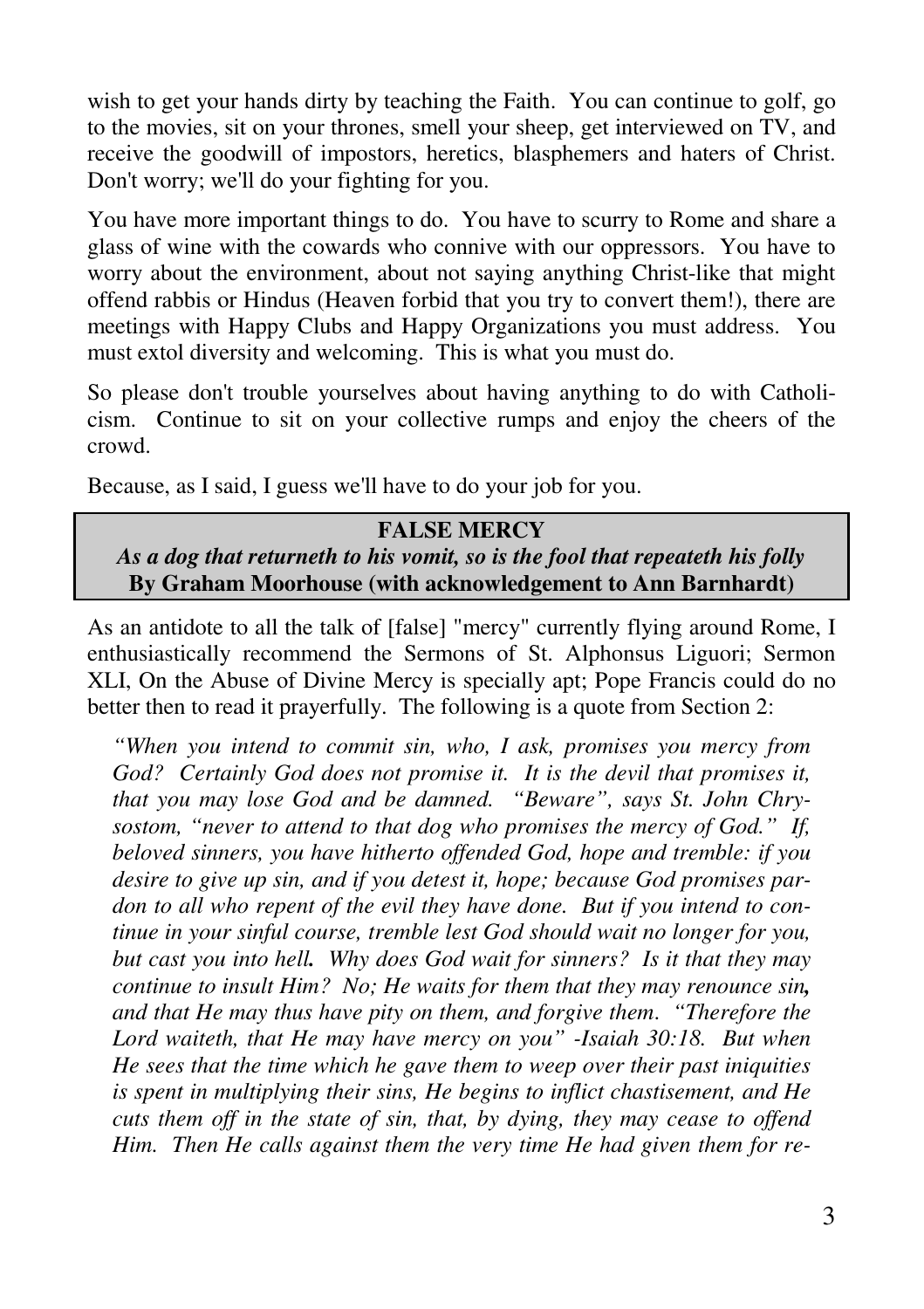wish to get your hands dirty by teaching the Faith. You can continue to golf, go to the movies, sit on your thrones, smell your sheep, get interviewed on TV, and receive the goodwill of impostors, heretics, blasphemers and haters of Christ. Don't worry; we'll do your fighting for you.

You have more important things to do. You have to scurry to Rome and share a glass of wine with the cowards who connive with our oppressors. You have to worry about the environment, about not saying anything Christ-like that might offend rabbis or Hindus (Heaven forbid that you try to convert them!), there are meetings with Happy Clubs and Happy Organizations you must address. You must extol diversity and welcoming. This is what you must do.

So please don't trouble yourselves about having anything to do with Catholicism. Continue to sit on your collective rumps and enjoy the cheers of the crowd.

Because, as I said, I guess we'll have to do your job for you.

## FALSE MERCY

***As a dog that returneth to his vomit, so is the fool that repeateth his folly***

**By Graham Moorhouse (with acknowledgement to Ann Barnhardt)**

As an antidote to all the talk of [false] "mercy" currently flying around Rome, I enthusiastically recommend the Sermons of St. Alphonsus Liguori; Sermon XLI, On the Abuse of Divine Mercy is specially apt; Pope Francis could do no better then to read it prayerfully. The following is a quote from Section 2:

> *"When you intend to commit sin, who, I ask, promises you mercy from God? Certainly God does not promise it. It is the devil that promises it, that you may lose God and be damned. "Beware", says St. John Chrysostom, "never to attend to that dog who promises the mercy of God." If, beloved sinners, you have hitherto offended God, hope and tremble: if you desire to give up sin, and if you detest it, hope; because God promises pardon to all who repent of the evil they have done. But if you intend to continue in your sinful course, tremble lest God should wait no longer for you, but cast you into hell. Why does God wait for sinners? Is it that they may continue to insult Him? No; He waits for them that they may renounce sin, and that He may thus have pity on them, and forgive them. "Therefore the Lord waiteth, that He may have mercy on you" -Isaiah 30:18. But when He sees that the time which he gave them to weep over their past iniquities is spent in multiplying their sins, He begins to inflict chastisement, and He cuts them off in the state of sin, that, by dying, they may cease to offend Him. Then He calls against them the very time He had given them for re-*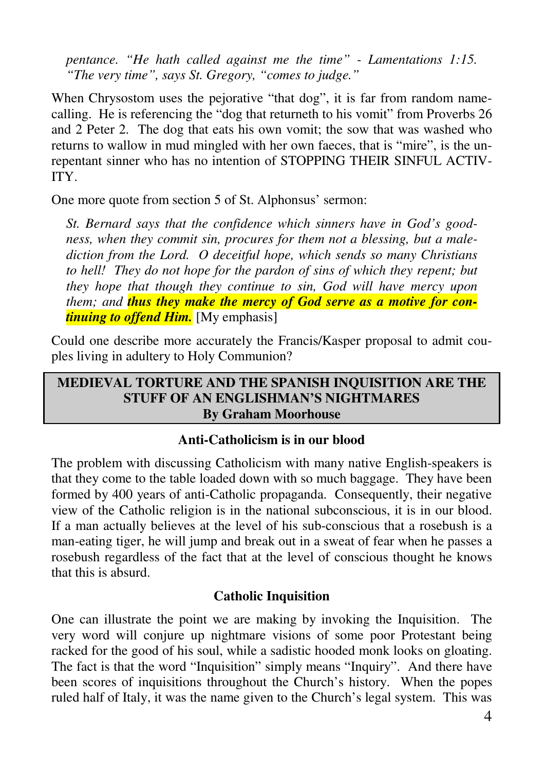*pentance. "He hath called against me the time" - Lamentations 1:15. "The very time", says St. Gregory, "comes to judge."*

When Chrysostom uses the pejorative "that dog", it is far from random name-calling. He is referencing the "dog that returneth to his vomit" from Proverbs 26 and 2 Peter 2. The dog that eats his own vomit; the sow that was washed who returns to wallow in mud mingled with her own faeces, that is "mire", is the unrepentant sinner who has no intention of STOPPING THEIR SINFUL ACTIVITY.

One more quote from section 5 of St. Alphonsus' sermon:

> *St. Bernard says that the confidence which sinners have in God's goodness, when they commit sin, procures for them not a blessing, but a malediction from the Lord. O deceitful hope, which sends so many Christians to hell! They do not hope for the pardon of sins of which they repent; but they hope that though they continue to sin, God will have mercy upon them; and* ***thus they make the mercy of God serve as a motive for continuing to offend Him.*** [My emphasis]

Could one describe more accurately the Francis/Kasper proposal to admit couples living in adultery to Holy Communion?

## MEDIEVAL TORTURE AND THE SPANISH INQUISITION ARE THE STUFF OF AN ENGLISHMAN'S NIGHTMARES
**By Graham Moorhouse**

### Anti-Catholicism is in our blood

The problem with discussing Catholicism with many native English-speakers is that they come to the table loaded down with so much baggage. They have been formed by 400 years of anti-Catholic propaganda. Consequently, their negative view of the Catholic religion is in the national subconscious, it is in our blood. If a man actually believes at the level of his sub-conscious that a rosebush is a man-eating tiger, he will jump and break out in a sweat of fear when he passes a rosebush regardless of the fact that at the level of conscious thought he knows that this is absurd.

### Catholic Inquisition

One can illustrate the point we are making by invoking the Inquisition. The very word will conjure up nightmare visions of some poor Protestant being racked for the good of his soul, while a sadistic hooded monk looks on gloating. The fact is that the word "Inquisition" simply means "Inquiry". And there have been scores of inquisitions throughout the Church's history. When the popes ruled half of Italy, it was the name given to the Church's legal system. This was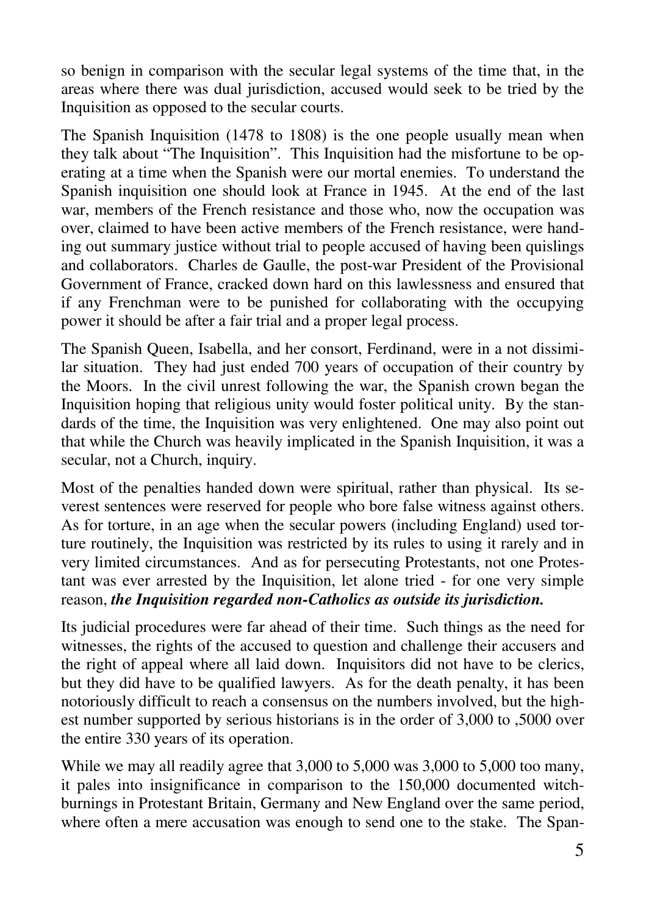so benign in comparison with the secular legal systems of the time that, in the areas where there was dual jurisdiction, accused would seek to be tried by the Inquisition as opposed to the secular courts.

The Spanish Inquisition (1478 to 1808) is the one people usually mean when they talk about "The Inquisition". This Inquisition had the misfortune to be operating at a time when the Spanish were our mortal enemies. To understand the Spanish inquisition one should look at France in 1945. At the end of the last war, members of the French resistance and those who, now the occupation was over, claimed to have been active members of the French resistance, were handing out summary justice without trial to people accused of having been quislings and collaborators. Charles de Gaulle, the post-war President of the Provisional Government of France, cracked down hard on this lawlessness and ensured that if any Frenchman were to be punished for collaborating with the occupying power it should be after a fair trial and a proper legal process.

The Spanish Queen, Isabella, and her consort, Ferdinand, were in a not dissimilar situation. They had just ended 700 years of occupation of their country by the Moors. In the civil unrest following the war, the Spanish crown began the Inquisition hoping that religious unity would foster political unity. By the standards of the time, the Inquisition was very enlightened. One may also point out that while the Church was heavily implicated in the Spanish Inquisition, it was a secular, not a Church, inquiry.

Most of the penalties handed down were spiritual, rather than physical. Its severest sentences were reserved for people who bore false witness against others. As for torture, in an age when the secular powers (including England) used torture routinely, the Inquisition was restricted by its rules to using it rarely and in very limited circumstances. And as for persecuting Protestants, not one Protestant was ever arrested by the Inquisition, let alone tried - for one very simple reason, ***the Inquisition regarded non-Catholics as outside its jurisdiction.***

Its judicial procedures were far ahead of their time. Such things as the need for witnesses, the rights of the accused to question and challenge their accusers and the right of appeal where all laid down. Inquisitors did not have to be clerics, but they did have to be qualified lawyers. As for the death penalty, it has been notoriously difficult to reach a consensus on the numbers involved, but the highest number supported by serious historians is in the order of 3,000 to ,5000 over the entire 330 years of its operation.

While we may all readily agree that 3,000 to 5,000 was 3,000 to 5,000 too many, it pales into insignificance in comparison to the 150,000 documented witch-burnings in Protestant Britain, Germany and New England over the same period, where often a mere accusation was enough to send one to the stake. The Span-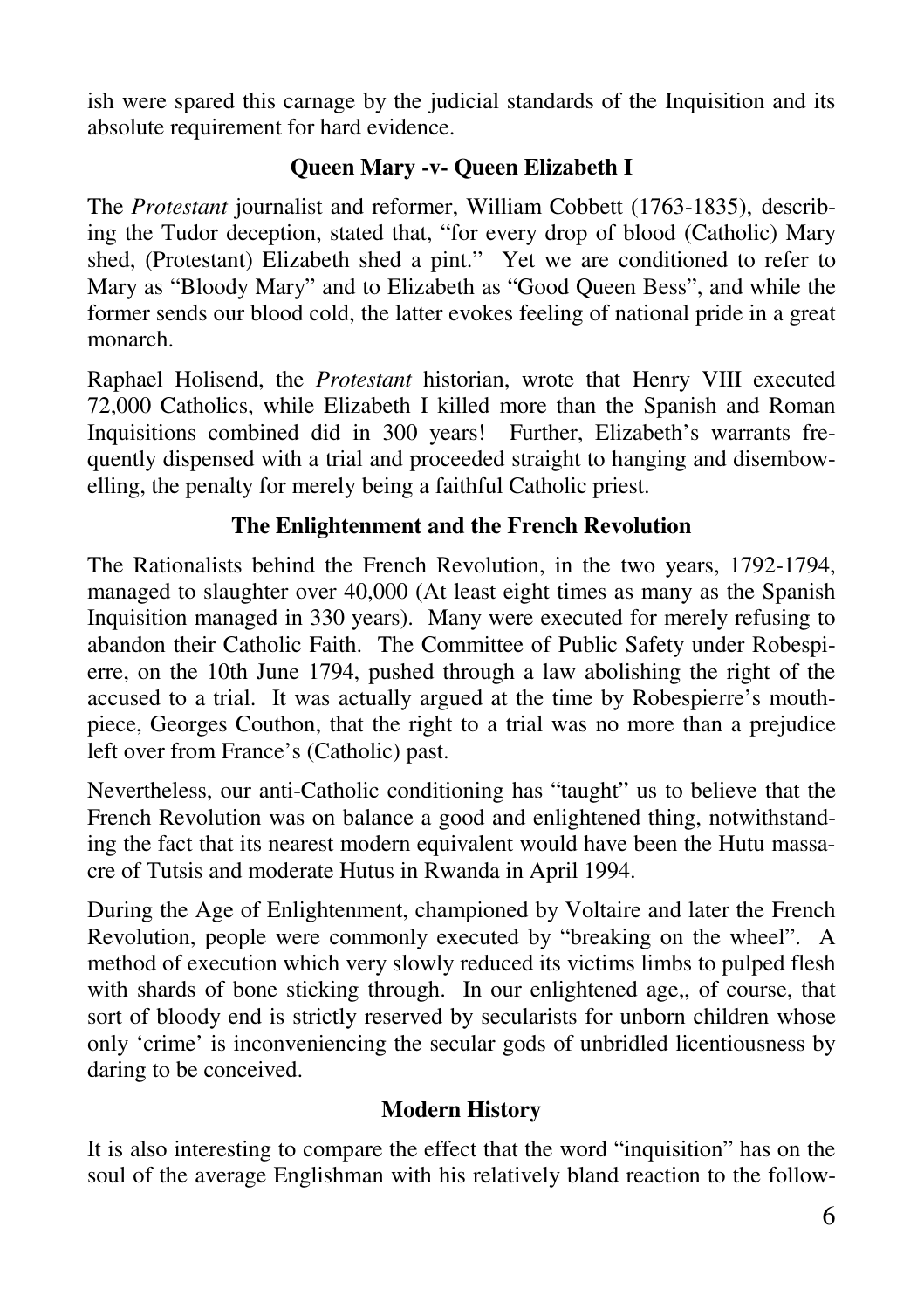ish were spared this carnage by the judicial standards of the Inquisition and its absolute requirement for hard evidence.

### Queen Mary -v- Queen Elizabeth I

The *Protestant* journalist and reformer, William Cobbett (1763-1835), describing the Tudor deception, stated that, "for every drop of blood (Catholic) Mary shed, (Protestant) Elizabeth shed a pint." Yet we are conditioned to refer to Mary as "Bloody Mary" and to Elizabeth as "Good Queen Bess", and while the former sends our blood cold, the latter evokes feeling of national pride in a great monarch.

Raphael Holisend, the *Protestant* historian, wrote that Henry VIII executed 72,000 Catholics, while Elizabeth I killed more than the Spanish and Roman Inquisitions combined did in 300 years! Further, Elizabeth's warrants frequently dispensed with a trial and proceeded straight to hanging and disembowelling, the penalty for merely being a faithful Catholic priest.

### The Enlightenment and the French Revolution

The Rationalists behind the French Revolution, in the two years, 1792-1794, managed to slaughter over 40,000 (At least eight times as many as the Spanish Inquisition managed in 330 years). Many were executed for merely refusing to abandon their Catholic Faith. The Committee of Public Safety under Robespierre, on the 10th June 1794, pushed through a law abolishing the right of the accused to a trial. It was actually argued at the time by Robespierre's mouthpiece, Georges Couthon, that the right to a trial was no more than a prejudice left over from France's (Catholic) past.

Nevertheless, our anti-Catholic conditioning has "taught" us to believe that the French Revolution was on balance a good and enlightened thing, notwithstanding the fact that its nearest modern equivalent would have been the Hutu massacre of Tutsis and moderate Hutus in Rwanda in April 1994.

During the Age of Enlightenment, championed by Voltaire and later the French Revolution, people were commonly executed by "breaking on the wheel". A method of execution which very slowly reduced its victims limbs to pulped flesh with shards of bone sticking through. In our enlightened age,, of course, that sort of bloody end is strictly reserved by secularists for unborn children whose only 'crime' is inconveniencing the secular gods of unbridled licentiousness by daring to be conceived.

### Modern History

It is also interesting to compare the effect that the word "inquisition" has on the soul of the average Englishman with his relatively bland reaction to the follow-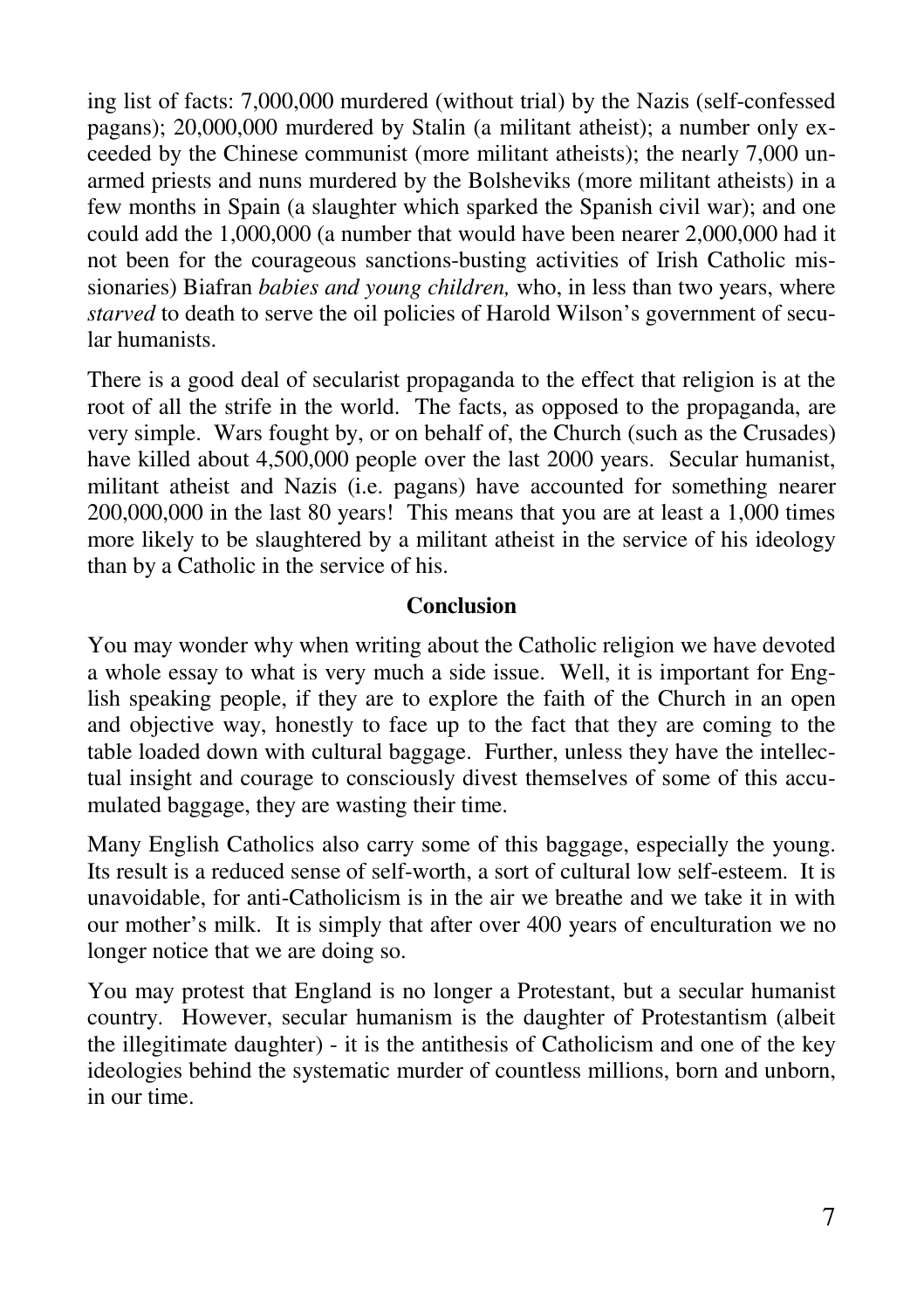ing list of facts: 7,000,000 murdered (without trial) by the Nazis (self-confessed pagans); 20,000,000 murdered by Stalin (a militant atheist); a number only exceeded by the Chinese communist (more militant atheists); the nearly 7,000 unarmed priests and nuns murdered by the Bolsheviks (more militant atheists) in a few months in Spain (a slaughter which sparked the Spanish civil war); and one could add the 1,000,000 (a number that would have been nearer 2,000,000 had it not been for the courageous sanctions-busting activities of Irish Catholic missionaries) Biafran *babies and young children,* who, in less than two years, where *starved* to death to serve the oil policies of Harold Wilson's government of secular humanists.

There is a good deal of secularist propaganda to the effect that religion is at the root of all the strife in the world. The facts, as opposed to the propaganda, are very simple. Wars fought by, or on behalf of, the Church (such as the Crusades) have killed about 4,500,000 people over the last 2000 years. Secular humanist, militant atheist and Nazis (i.e. pagans) have accounted for something nearer 200,000,000 in the last 80 years! This means that you are at least a 1,000 times more likely to be slaughtered by a militant atheist in the service of his ideology than by a Catholic in the service of his.

**Conclusion**

You may wonder why when writing about the Catholic religion we have devoted a whole essay to what is very much a side issue. Well, it is important for English speaking people, if they are to explore the faith of the Church in an open and objective way, honestly to face up to the fact that they are coming to the table loaded down with cultural baggage. Further, unless they have the intellectual insight and courage to consciously divest themselves of some of this accumulated baggage, they are wasting their time.

Many English Catholics also carry some of this baggage, especially the young. Its result is a reduced sense of self-worth, a sort of cultural low self-esteem. It is unavoidable, for anti-Catholicism is in the air we breathe and we take it in with our mother's milk. It is simply that after over 400 years of enculturation we no longer notice that we are doing so.

You may protest that England is no longer a Protestant, but a secular humanist country. However, secular humanism is the daughter of Protestantism (albeit the illegitimate daughter) - it is the antithesis of Catholicism and one of the key ideologies behind the systematic murder of countless millions, born and unborn, in our time.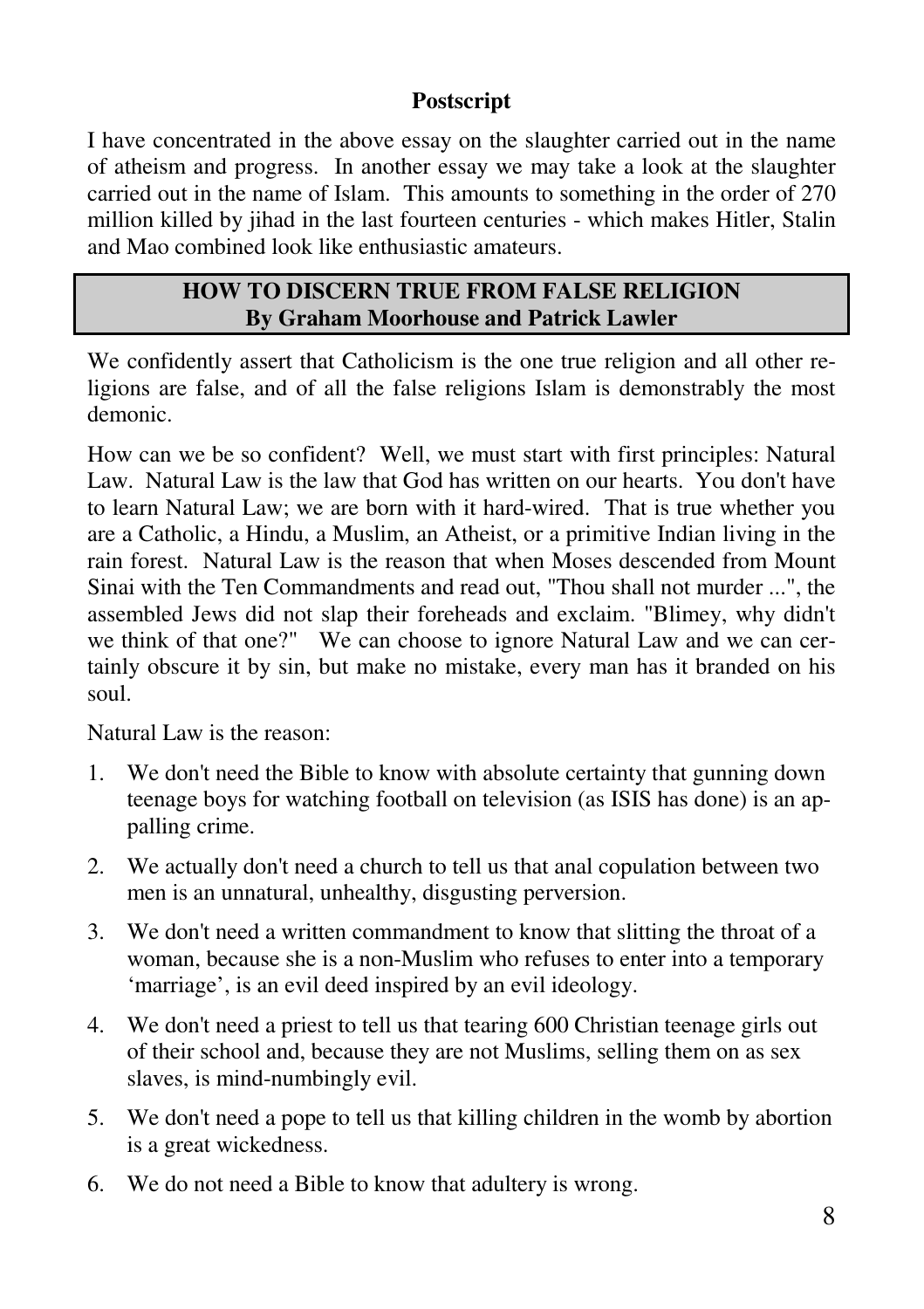## Postscript

I have concentrated in the above essay on the slaughter carried out in the name of atheism and progress. In another essay we may take a look at the slaughter carried out in the name of Islam. This amounts to something in the order of 270 million killed by jihad in the last fourteen centuries - which makes Hitler, Stalin and Mao combined look like enthusiastic amateurs.

## HOW TO DISCERN TRUE FROM FALSE RELIGION
**By Graham Moorhouse and Patrick Lawler**

We confidently assert that Catholicism is the one true religion and all other religions are false, and of all the false religions Islam is demonstrably the most demonic.

How can we be so confident? Well, we must start with first principles: Natural Law. Natural Law is the law that God has written on our hearts. You don't have to learn Natural Law; we are born with it hard-wired. That is true whether you are a Catholic, a Hindu, a Muslim, an Atheist, or a primitive Indian living in the rain forest. Natural Law is the reason that when Moses descended from Mount Sinai with the Ten Commandments and read out, "Thou shall not murder ...", the assembled Jews did not slap their foreheads and exclaim. "Blimey, why didn't we think of that one?" We can choose to ignore Natural Law and we can certainly obscure it by sin, but make no mistake, every man has it branded on his soul.

Natural Law is the reason:

1. We don't need the Bible to know with absolute certainty that gunning down teenage boys for watching football on television (as ISIS has done) is an appalling crime.
2. We actually don't need a church to tell us that anal copulation between two men is an unnatural, unhealthy, disgusting perversion.
3. We don't need a written commandment to know that slitting the throat of a woman, because she is a non-Muslim who refuses to enter into a temporary 'marriage', is an evil deed inspired by an evil ideology.
4. We don't need a priest to tell us that tearing 600 Christian teenage girls out of their school and, because they are not Muslims, selling them on as sex slaves, is mind-numbingly evil.
5. We don't need a pope to tell us that killing children in the womb by abortion is a great wickedness.
6. We do not need a Bible to know that adultery is wrong.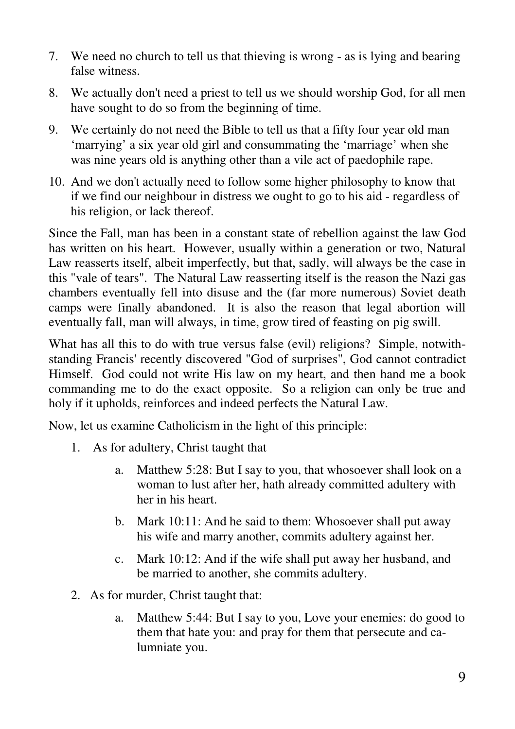7. We need no church to tell us that thieving is wrong - as is lying and bearing false witness.
8. We actually don't need a priest to tell us we should worship God, for all men have sought to do so from the beginning of time.
9. We certainly do not need the Bible to tell us that a fifty four year old man 'marrying' a six year old girl and consummating the 'marriage' when she was nine years old is anything other than a vile act of paedophile rape.
10. And we don't actually need to follow some higher philosophy to know that if we find our neighbour in distress we ought to go to his aid - regardless of his religion, or lack thereof.

Since the Fall, man has been in a constant state of rebellion against the law God has written on his heart. However, usually within a generation or two, Natural Law reasserts itself, albeit imperfectly, but that, sadly, will always be the case in this "vale of tears". The Natural Law reasserting itself is the reason the Nazi gas chambers eventually fell into disuse and the (far more numerous) Soviet death camps were finally abandoned. It is also the reason that legal abortion will eventually fall, man will always, in time, grow tired of feasting on pig swill.

What has all this to do with true versus false (evil) religions? Simple, notwithstanding Francis' recently discovered "God of surprises", God cannot contradict Himself. God could not write His law on my heart, and then hand me a book commanding me to do the exact opposite. So a religion can only be true and holy if it upholds, reinforces and indeed perfects the Natural Law.

Now, let us examine Catholicism in the light of this principle:

1. As for adultery, Christ taught that
   a. Matthew 5:28: But I say to you, that whosoever shall look on a woman to lust after her, hath already committed adultery with her in his heart.
   b. Mark 10:11: And he said to them: Whosoever shall put away his wife and marry another, commits adultery against her.
   c. Mark 10:12: And if the wife shall put away her husband, and be married to another, she commits adultery.
2. As for murder, Christ taught that:
   a. Matthew 5:44: But I say to you, Love your enemies: do good to them that hate you: and pray for them that persecute and calumniate you.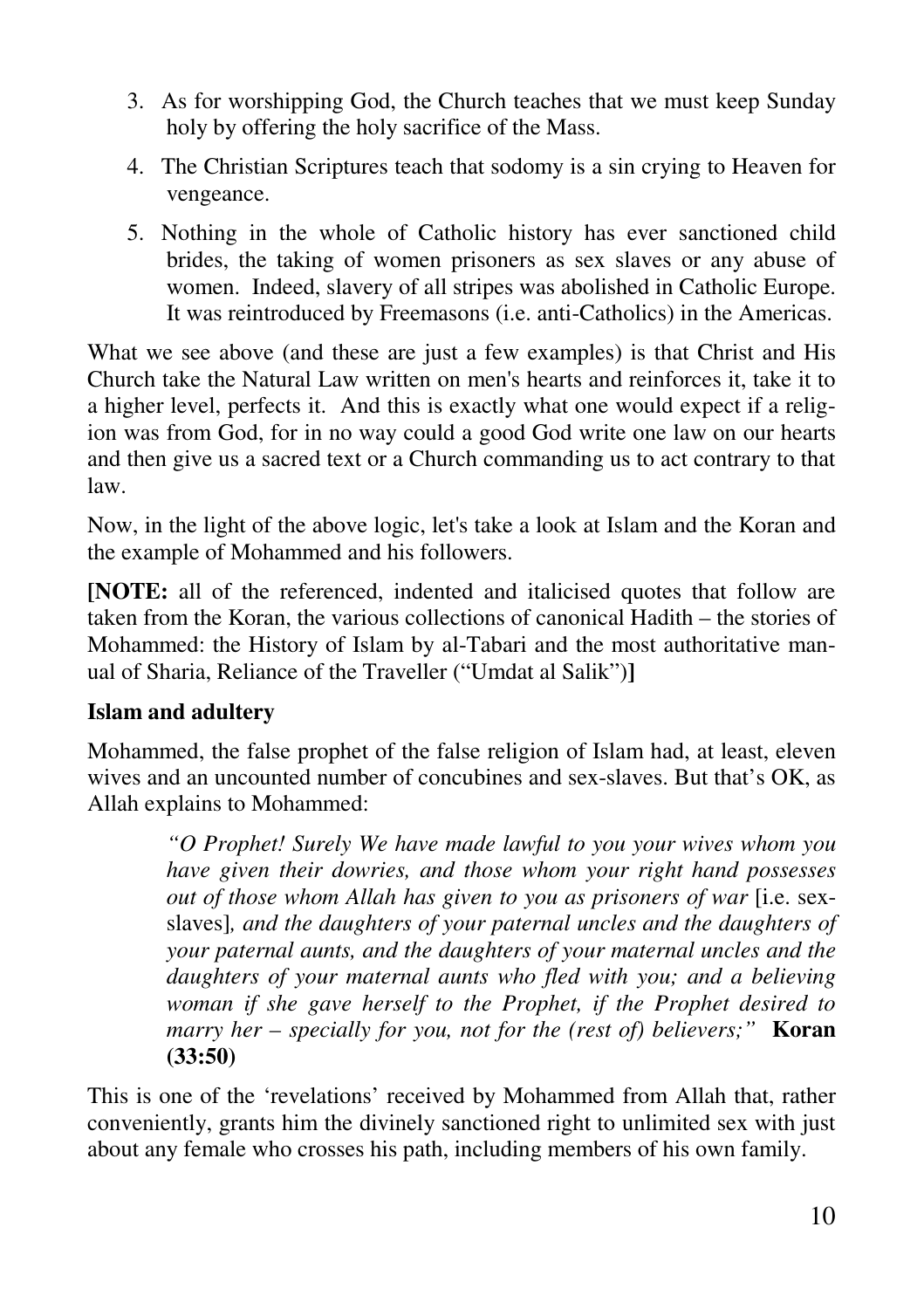3. As for worshipping God, the Church teaches that we must keep Sunday holy by offering the holy sacrifice of the Mass.
4. The Christian Scriptures teach that sodomy is a sin crying to Heaven for vengeance.
5. Nothing in the whole of Catholic history has ever sanctioned child brides, the taking of women prisoners as sex slaves or any abuse of women. Indeed, slavery of all stripes was abolished in Catholic Europe. It was reintroduced by Freemasons (i.e. anti-Catholics) in the Americas.

What we see above (and these are just a few examples) is that Christ and His Church take the Natural Law written on men's hearts and reinforces it, take it to a higher level, perfects it. And this is exactly what one would expect if a religion was from God, for in no way could a good God write one law on our hearts and then give us a sacred text or a Church commanding us to act contrary to that law.

Now, in the light of the above logic, let's take a look at Islam and the Koran and the example of Mohammed and his followers.

**[NOTE:** all of the referenced, indented and italicised quotes that follow are taken from the Koran, the various collections of canonical Hadith – the stories of Mohammed: the History of Islam by al-Tabari and the most authoritative manual of Sharia, Reliance of the Traveller ("Umdat al Salik")**]**

**Islam and adultery**

Mohammed, the false prophet of the false religion of Islam had, at least, eleven wives and an uncounted number of concubines and sex-slaves. But that's OK, as Allah explains to Mohammed:

> *"O Prophet! Surely We have made lawful to you your wives whom you have given their dowries, and those whom your right hand possesses out of those whom Allah has given to you as prisoners of war* [i.e. sex-slaves]*, and the daughters of your paternal uncles and the daughters of your paternal aunts, and the daughters of your maternal uncles and the daughters of your maternal aunts who fled with you; and a believing woman if she gave herself to the Prophet, if the Prophet desired to marry her – specially for you, not for the (rest of) believers;"* **Koran (33:50)**

This is one of the 'revelations' received by Mohammed from Allah that, rather conveniently, grants him the divinely sanctioned right to unlimited sex with just about any female who crosses his path, including members of his own family.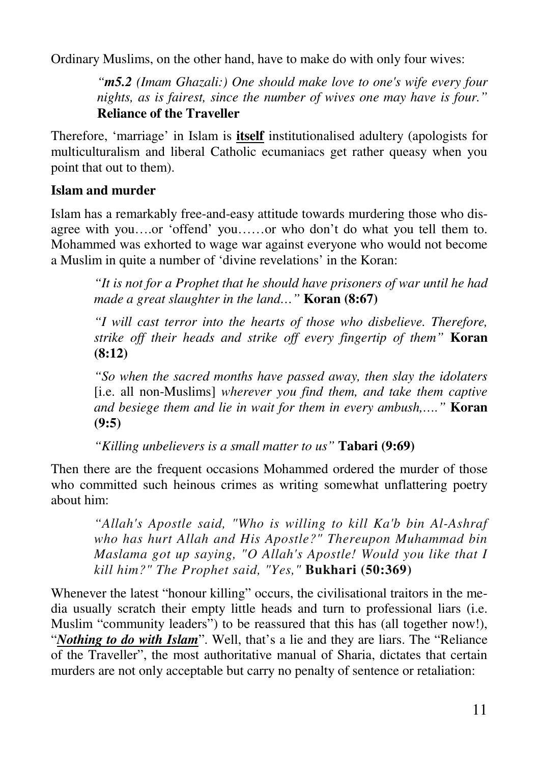Ordinary Muslims, on the other hand, have to make do with only four wives:

> *"**m5.2** (Imam Ghazali:) One should make love to one's wife every four nights, as is fairest, since the number of wives one may have is four."* **Reliance of the Traveller**

Therefore, 'marriage' in Islam is **<u>itself</u>** institutionalised adultery (apologists for multiculturalism and liberal Catholic ecumaniacs get rather queasy when you point that out to them).

**Islam and murder**

Islam has a remarkably free-and-easy attitude towards murdering those who disagree with you….or 'offend' you……or who don't do what you tell them to. Mohammed was exhorted to wage war against everyone who would not become a Muslim in quite a number of 'divine revelations' in the Koran:

> *"It is not for a Prophet that he should have prisoners of war until he had made a great slaughter in the land…"* **Koran (8:67)**
>
> *"I will cast terror into the hearts of those who disbelieve. Therefore, strike off their heads and strike off every fingertip of them"* **Koran (8:12)**
>
> *"So when the sacred months have passed away, then slay the idolaters* [i.e. all non-Muslims] *wherever you find them, and take them captive and besiege them and lie in wait for them in every ambush,…."* **Koran (9:5)**
>
> *"Killing unbelievers is a small matter to us"* **Tabari (9:69)**

Then there are the frequent occasions Mohammed ordered the murder of those who committed such heinous crimes as writing somewhat unflattering poetry about him:

> *"Allah's Apostle said, "Who is willing to kill Ka'b bin Al-Ashraf who has hurt Allah and His Apostle?" Thereupon Muhammad bin Maslama got up saying, "O Allah's Apostle! Would you like that I kill him?" The Prophet said, "Yes,"* **Bukhari (50:369)**

Whenever the latest "honour killing" occurs, the civilisational traitors in the media usually scratch their empty little heads and turn to professional liars (i.e. Muslim "community leaders") to be reassured that this has (all together now!), "***<u>Nothing to do with Islam</u>***". Well, that's a lie and they are liars. The "Reliance of the Traveller", the most authoritative manual of Sharia, dictates that certain murders are not only acceptable but carry no penalty of sentence or retaliation: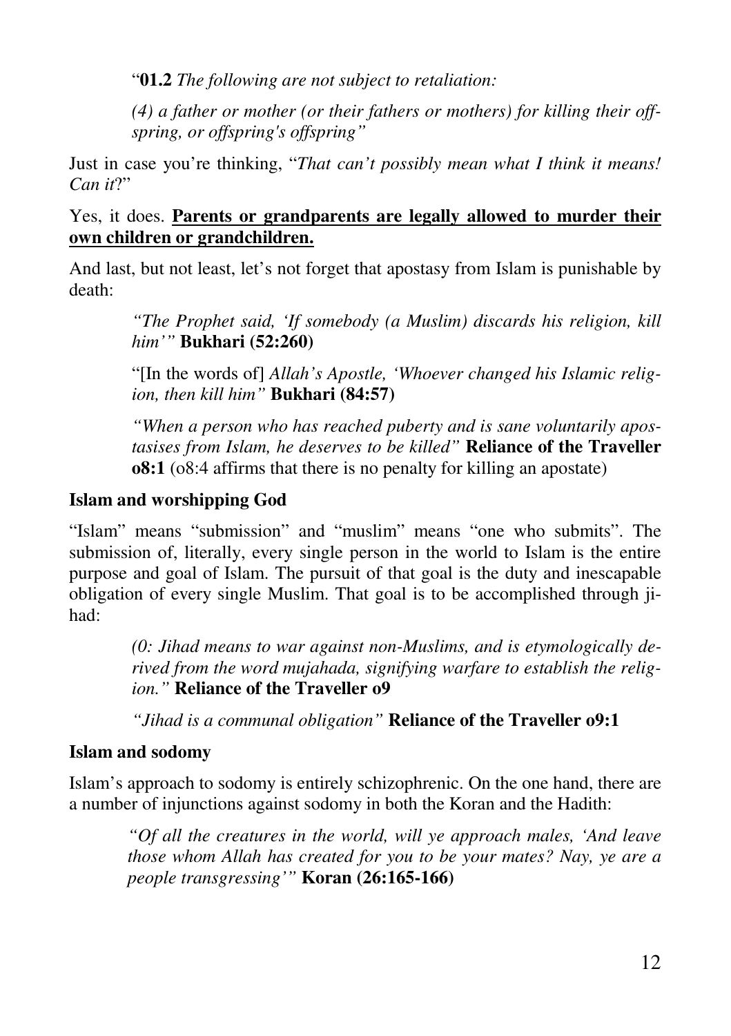"**01.2** *The following are not subject to retaliation:*

*(4) a father or mother (or their fathers or mothers) for killing their off-spring, or offspring's offspring"*

Just in case you're thinking, "*That can't possibly mean what I think it means! Can it*?"

Yes, it does. **<u>Parents or grandparents are legally allowed to murder their own children or grandchildren.</u>**

And last, but not least, let's not forget that apostasy from Islam is punishable by death:

> *"The Prophet said, 'If somebody (a Muslim) discards his religion, kill him'"* **Bukhari (52:260)**

> "[In the words of] *Allah's Apostle, 'Whoever changed his Islamic religion, then kill him"* **Bukhari (84:57)**

> *"When a person who has reached puberty and is sane voluntarily apostasises from Islam, he deserves to be killed"* **Reliance of the Traveller o8:1** (o8:4 affirms that there is no penalty for killing an apostate)

**Islam and worshipping God**

"Islam" means "submission" and "muslim" means "one who submits". The submission of, literally, every single person in the world to Islam is the entire purpose and goal of Islam. The pursuit of that goal is the duty and inescapable obligation of every single Muslim. That goal is to be accomplished through jihad:

> *(0: Jihad means to war against non-Muslims, and is etymologically derived from the word mujahada, signifying warfare to establish the religion."* **Reliance of the Traveller o9**

> *"Jihad is a communal obligation"* **Reliance of the Traveller o9:1**

**Islam and sodomy**

Islam's approach to sodomy is entirely schizophrenic. On the one hand, there are a number of injunctions against sodomy in both the Koran and the Hadith:

> *"Of all the creatures in the world, will ye approach males, 'And leave those whom Allah has created for you to be your mates? Nay, ye are a people transgressing'"* **Koran (26:165-166)**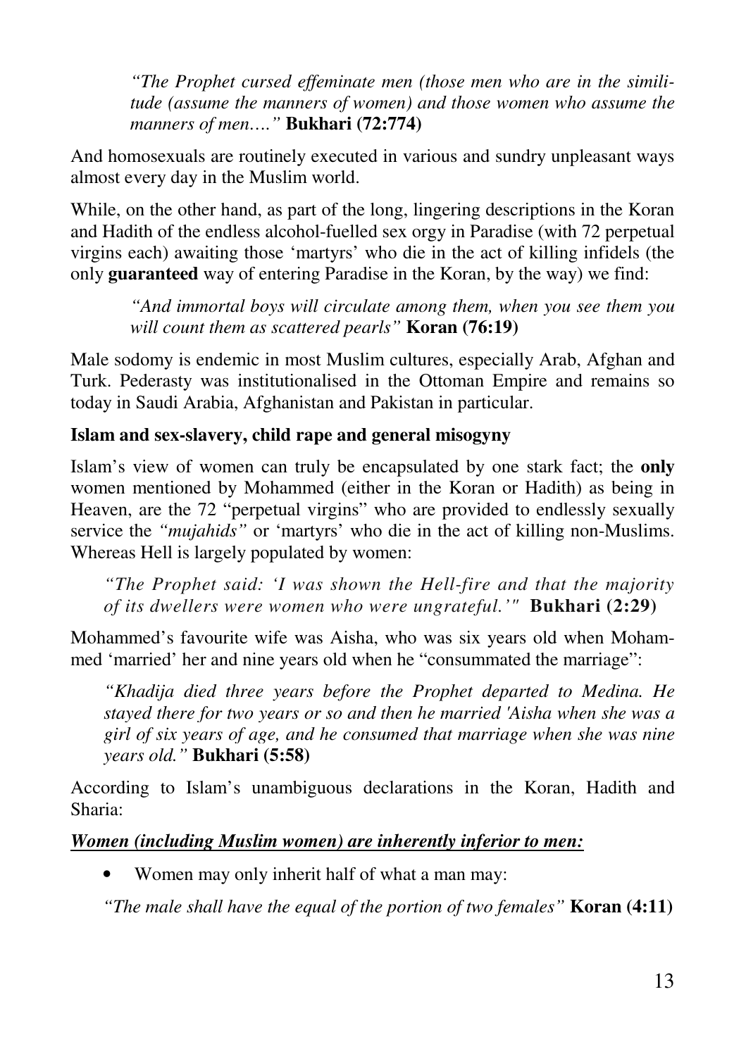> *"The Prophet cursed effeminate men (those men who are in the similitude (assume the manners of women) and those women who assume the manners of men…."* **Bukhari (72:774)**

And homosexuals are routinely executed in various and sundry unpleasant ways almost every day in the Muslim world.

While, on the other hand, as part of the long, lingering descriptions in the Koran and Hadith of the endless alcohol-fuelled sex orgy in Paradise (with 72 perpetual virgins each) awaiting those 'martyrs' who die in the act of killing infidels (the only **guaranteed** way of entering Paradise in the Koran, by the way) we find:

> *"And immortal boys will circulate among them, when you see them you will count them as scattered pearls"* **Koran (76:19)**

Male sodomy is endemic in most Muslim cultures, especially Arab, Afghan and Turk. Pederasty was institutionalised in the Ottoman Empire and remains so today in Saudi Arabia, Afghanistan and Pakistan in particular.

**Islam and sex-slavery, child rape and general misogyny**

Islam's view of women can truly be encapsulated by one stark fact; the **only** women mentioned by Mohammed (either in the Koran or Hadith) as being in Heaven, are the 72 "perpetual virgins" who are provided to endlessly sexually service the *"mujahids"* or 'martyrs' who die in the act of killing non-Muslims. Whereas Hell is largely populated by women:

> *"The Prophet said: 'I was shown the Hell-fire and that the majority of its dwellers were women who were ungrateful.'"* **Bukhari (2:29)**

Mohammed's favourite wife was Aisha, who was six years old when Mohammed 'married' her and nine years old when he "consummated the marriage":

> *"Khadija died three years before the Prophet departed to Medina. He stayed there for two years or so and then he married 'Aisha when she was a girl of six years of age, and he consumed that marriage when she was nine years old."* **Bukhari (5:58)**

According to Islam's unambiguous declarations in the Koran, Hadith and Sharia:

***Women (including Muslim women) are inherently inferior to men:***

- Women may only inherit half of what a man may:

*"The male shall have the equal of the portion of two females"* **Koran (4:11)**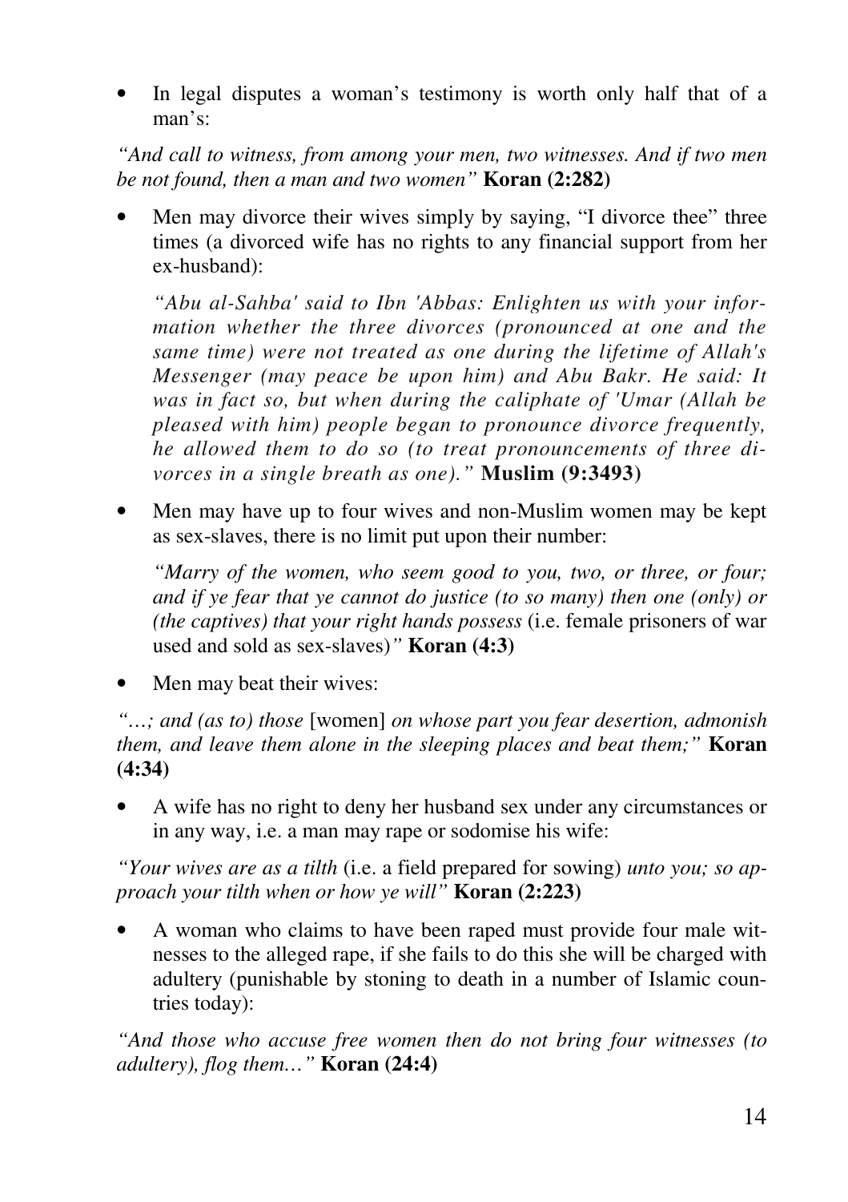- In legal disputes a woman's testimony is worth only half that of a man's:

*"And call to witness, from among your men, two witnesses. And if two men be not found, then a man and two women"* **Koran (2:282)**

- Men may divorce their wives simply by saying, "I divorce thee" three times (a divorced wife has no rights to any financial support from her ex-husband):

  *"Abu al-Sahba' said to Ibn 'Abbas: Enlighten us with your information whether the three divorces (pronounced at one and the same time) were not treated as one during the lifetime of Allah's Messenger (may peace be upon him) and Abu Bakr. He said: It was in fact so, but when during the caliphate of 'Umar (Allah be pleased with him) people began to pronounce divorce frequently, he allowed them to do so (to treat pronouncements of three divorces in a single breath as one)."* **Muslim (9:3493)**

- Men may have up to four wives and non-Muslim women may be kept as sex-slaves, there is no limit put upon their number:

  *"Marry of the women, who seem good to you, two, or three, or four; and if ye fear that ye cannot do justice (to so many) then one (only) or (the captives) that your right hands possess* (i.e. female prisoners of war used and sold as sex-slaves)*"* **Koran (4:3)**

- Men may beat their wives:

*"…; and (as to) those* [women] *on whose part you fear desertion, admonish them, and leave them alone in the sleeping places and beat them;"* **Koran (4:34)**

- A wife has no right to deny her husband sex under any circumstances or in any way, i.e. a man may rape or sodomise his wife:

*"Your wives are as a tilth* (i.e. a field prepared for sowing) *unto you; so approach your tilth when or how ye will"* **Koran (2:223)**

- A woman who claims to have been raped must provide four male witnesses to the alleged rape, if she fails to do this she will be charged with adultery (punishable by stoning to death in a number of Islamic countries today):

*"And those who accuse free women then do not bring four witnesses (to adultery), flog them…"* **Koran (24:4)**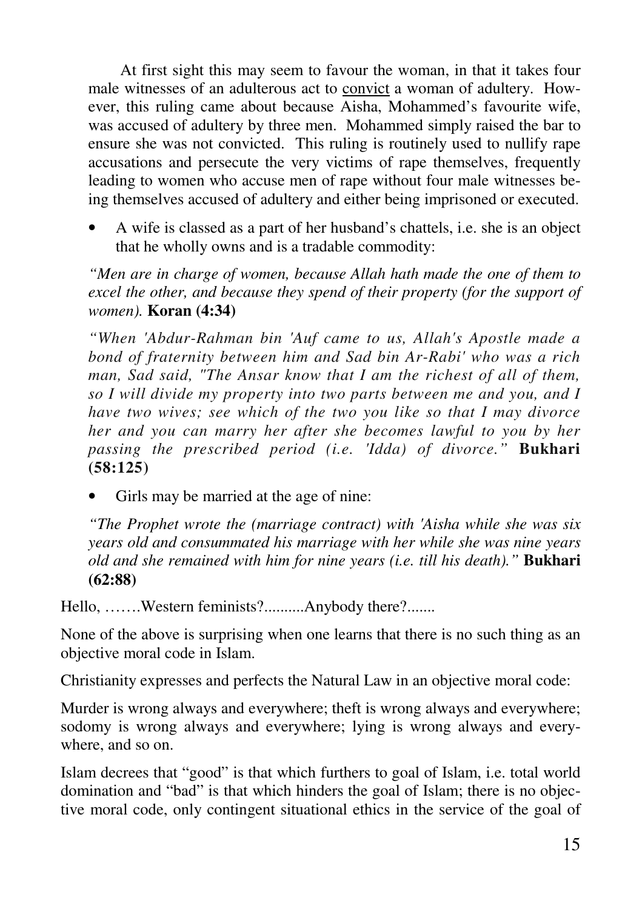At first sight this may seem to favour the woman, in that it takes four male witnesses of an adulterous act to <u>convict</u> a woman of adultery. However, this ruling came about because Aisha, Mohammed's favourite wife, was accused of adultery by three men. Mohammed simply raised the bar to ensure she was not convicted. This ruling is routinely used to nullify rape accusations and persecute the very victims of rape themselves, frequently leading to women who accuse men of rape without four male witnesses being themselves accused of adultery and either being imprisoned or executed.

- A wife is classed as a part of her husband's chattels, i.e. she is an object that he wholly owns and is a tradable commodity:

*"Men are in charge of women, because Allah hath made the one of them to excel the other, and because they spend of their property (for the support of women).* **Koran (4:34)**

*"When 'Abdur-Rahman bin 'Auf came to us, Allah's Apostle made a bond of fraternity between him and Sad bin Ar-Rabi' who was a rich man, Sad said, "The Ansar know that I am the richest of all of them, so I will divide my property into two parts between me and you, and I have two wives; see which of the two you like so that I may divorce her and you can marry her after she becomes lawful to you by her passing the prescribed period (i.e. 'Idda) of divorce."* **Bukhari (58:125)**

- Girls may be married at the age of nine:

*"The Prophet wrote the (marriage contract) with 'Aisha while she was six years old and consummated his marriage with her while she was nine years old and she remained with him for nine years (i.e. till his death)."* **Bukhari (62:88)**

Hello, …….Western feminists?..........Anybody there?.......

None of the above is surprising when one learns that there is no such thing as an objective moral code in Islam.

Christianity expresses and perfects the Natural Law in an objective moral code:

Murder is wrong always and everywhere; theft is wrong always and everywhere; sodomy is wrong always and everywhere; lying is wrong always and everywhere, and so on.

Islam decrees that "good" is that which furthers to goal of Islam, i.e. total world domination and "bad" is that which hinders the goal of Islam; there is no objective moral code, only contingent situational ethics in the service of the goal of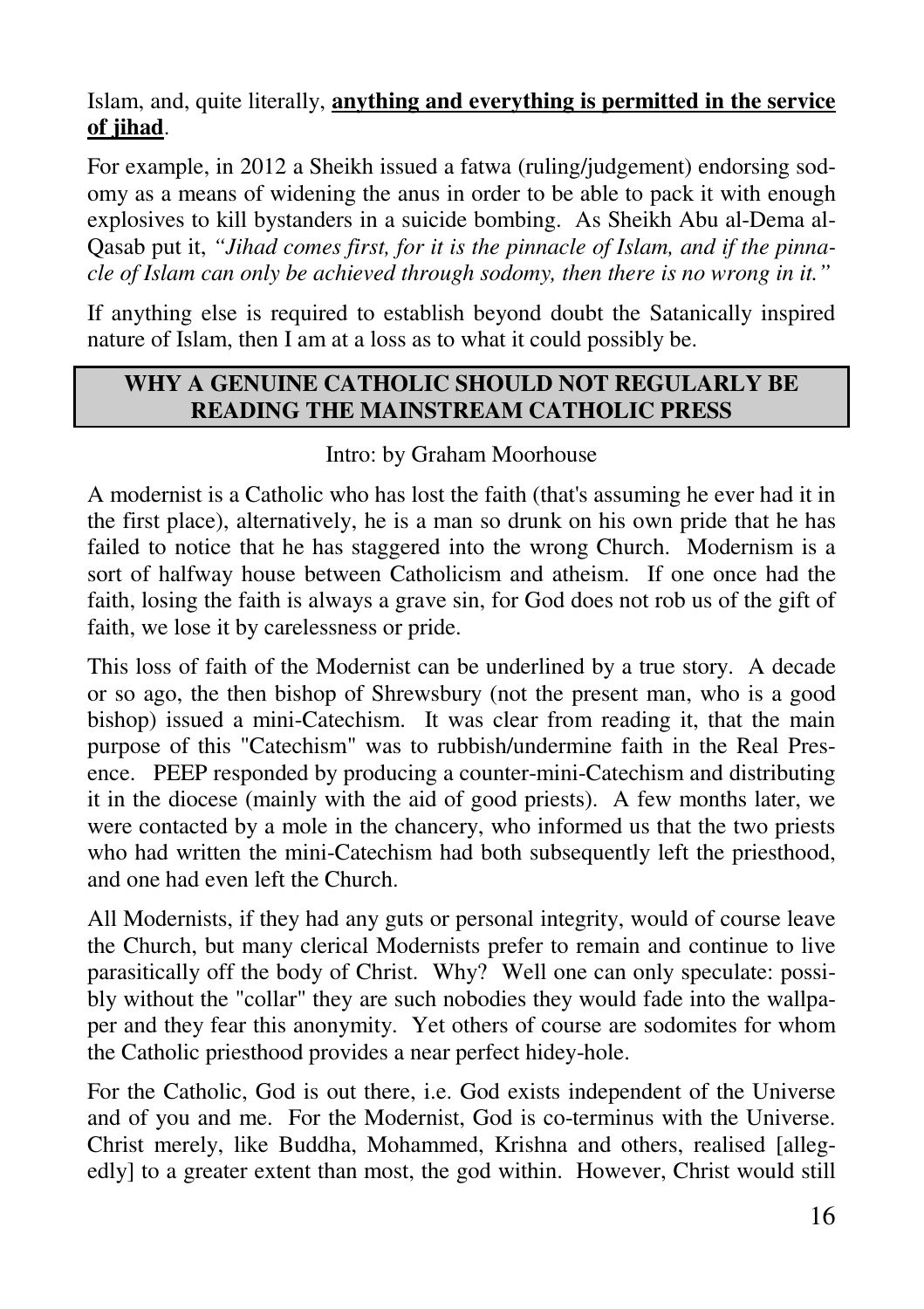Islam, and, quite literally, **anything and everything is permitted in the service of jihad**.

For example, in 2012 a Sheikh issued a fatwa (ruling/judgement) endorsing sodomy as a means of widening the anus in order to be able to pack it with enough explosives to kill bystanders in a suicide bombing. As Sheikh Abu al-Dema al-Qasab put it, *"Jihad comes first, for it is the pinnacle of Islam, and if the pinnacle of Islam can only be achieved through sodomy, then there is no wrong in it."*

If anything else is required to establish beyond doubt the Satanically inspired nature of Islam, then I am at a loss as to what it could possibly be.

## WHY A GENUINE CATHOLIC SHOULD NOT REGULARLY BE READING THE MAINSTREAM CATHOLIC PRESS

Intro: by Graham Moorhouse

A modernist is a Catholic who has lost the faith (that's assuming he ever had it in the first place), alternatively, he is a man so drunk on his own pride that he has failed to notice that he has staggered into the wrong Church. Modernism is a sort of halfway house between Catholicism and atheism. If one once had the faith, losing the faith is always a grave sin, for God does not rob us of the gift of faith, we lose it by carelessness or pride.

This loss of faith of the Modernist can be underlined by a true story. A decade or so ago, the then bishop of Shrewsbury (not the present man, who is a good bishop) issued a mini-Catechism. It was clear from reading it, that the main purpose of this "Catechism" was to rubbish/undermine faith in the Real Presence. PEEP responded by producing a counter-mini-Catechism and distributing it in the diocese (mainly with the aid of good priests). A few months later, we were contacted by a mole in the chancery, who informed us that the two priests who had written the mini-Catechism had both subsequently left the priesthood, and one had even left the Church.

All Modernists, if they had any guts or personal integrity, would of course leave the Church, but many clerical Modernists prefer to remain and continue to live parasitically off the body of Christ. Why? Well one can only speculate: possibly without the "collar" they are such nobodies they would fade into the wallpaper and they fear this anonymity. Yet others of course are sodomites for whom the Catholic priesthood provides a near perfect hidey-hole.

For the Catholic, God is out there, i.e. God exists independent of the Universe and of you and me. For the Modernist, God is co-terminus with the Universe. Christ merely, like Buddha, Mohammed, Krishna and others, realised [allegedly] to a greater extent than most, the god within. However, Christ would still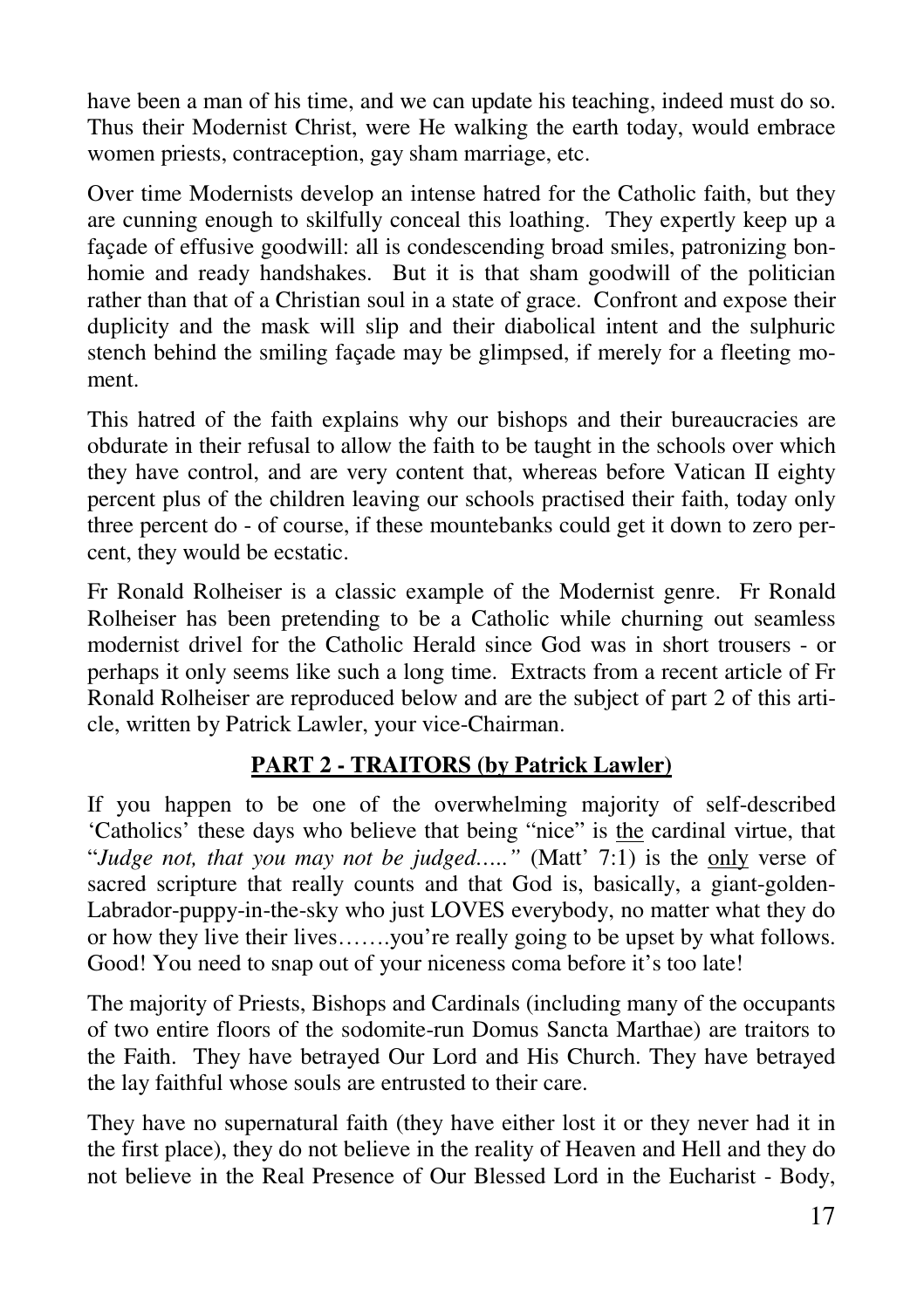have been a man of his time, and we can update his teaching, indeed must do so. Thus their Modernist Christ, were He walking the earth today, would embrace women priests, contraception, gay sham marriage, etc.

Over time Modernists develop an intense hatred for the Catholic faith, but they are cunning enough to skilfully conceal this loathing. They expertly keep up a façade of effusive goodwill: all is condescending broad smiles, patronizing bonhomie and ready handshakes. But it is that sham goodwill of the politician rather than that of a Christian soul in a state of grace. Confront and expose their duplicity and the mask will slip and their diabolical intent and the sulphuric stench behind the smiling façade may be glimpsed, if merely for a fleeting moment.

This hatred of the faith explains why our bishops and their bureaucracies are obdurate in their refusal to allow the faith to be taught in the schools over which they have control, and are very content that, whereas before Vatican II eighty percent plus of the children leaving our schools practised their faith, today only three percent do - of course, if these mountebanks could get it down to zero percent, they would be ecstatic.

Fr Ronald Rolheiser is a classic example of the Modernist genre. Fr Ronald Rolheiser has been pretending to be a Catholic while churning out seamless modernist drivel for the Catholic Herald since God was in short trousers - or perhaps it only seems like such a long time. Extracts from a recent article of Fr Ronald Rolheiser are reproduced below and are the subject of part 2 of this article, written by Patrick Lawler, your vice-Chairman.

## PART 2 - TRAITORS (by Patrick Lawler)

If you happen to be one of the overwhelming majority of self-described 'Catholics' these days who believe that being "nice" is <u>the</u> cardinal virtue, that "*Judge not, that you may not be judged…..*" (Matt' 7:1) is the <u>only</u> verse of sacred scripture that really counts and that God is, basically, a giant-golden-Labrador-puppy-in-the-sky who just LOVES everybody, no matter what they do or how they live their lives…….you're really going to be upset by what follows. Good! You need to snap out of your niceness coma before it's too late!

The majority of Priests, Bishops and Cardinals (including many of the occupants of two entire floors of the sodomite-run Domus Sancta Marthae) are traitors to the Faith. They have betrayed Our Lord and His Church. They have betrayed the lay faithful whose souls are entrusted to their care.

They have no supernatural faith (they have either lost it or they never had it in the first place), they do not believe in the reality of Heaven and Hell and they do not believe in the Real Presence of Our Blessed Lord in the Eucharist - Body,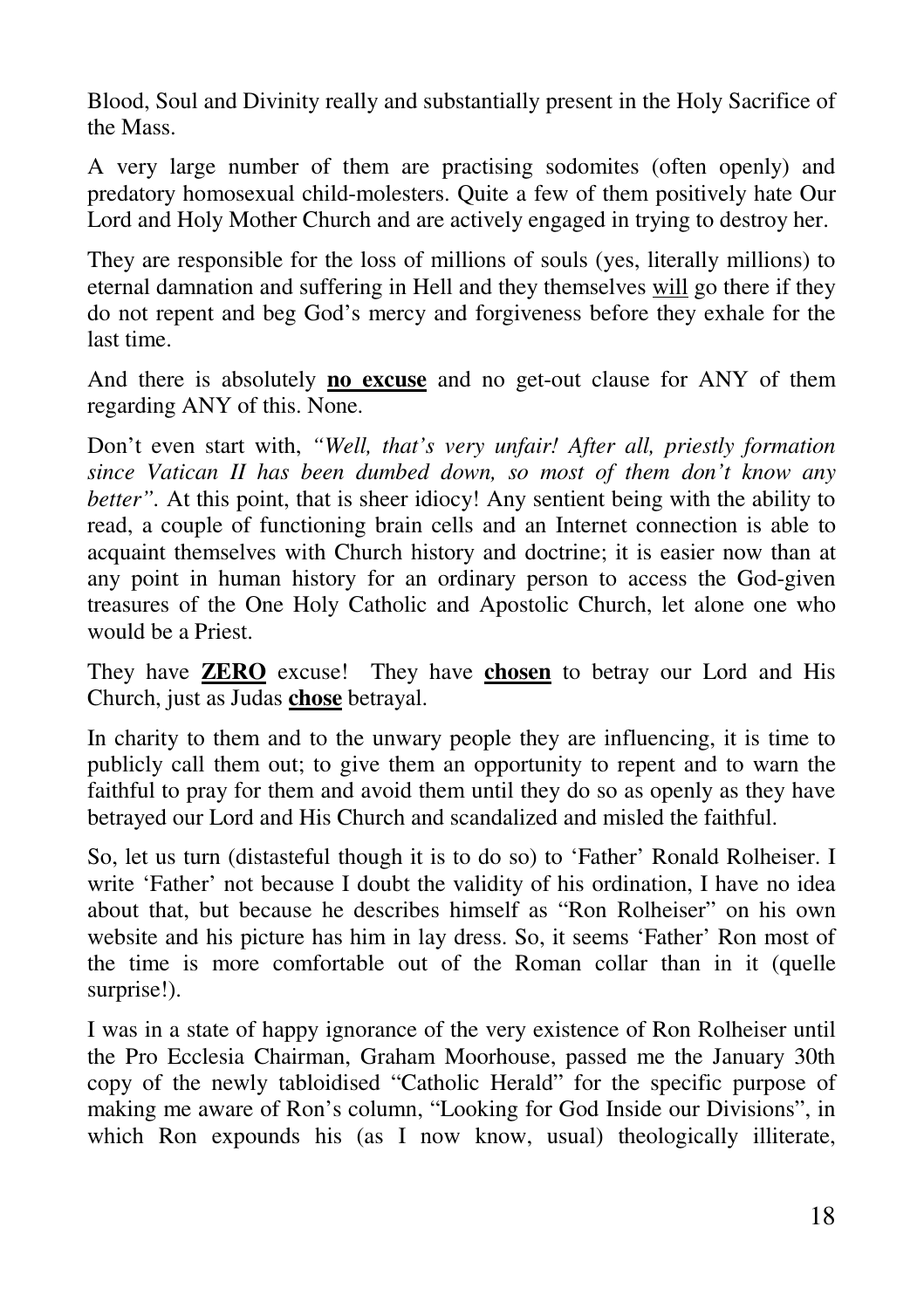Blood, Soul and Divinity really and substantially present in the Holy Sacrifice of the Mass.

A very large number of them are practising sodomites (often openly) and predatory homosexual child-molesters. Quite a few of them positively hate Our Lord and Holy Mother Church and are actively engaged in trying to destroy her.

They are responsible for the loss of millions of souls (yes, literally millions) to eternal damnation and suffering in Hell and they themselves <u>will</u> go there if they do not repent and beg God's mercy and forgiveness before they exhale for the last time.

And there is absolutely **<u>no excuse</u>** and no get-out clause for ANY of them regarding ANY of this. None.

Don't even start with, *"Well, that's very unfair! After all, priestly formation since Vatican II has been dumbed down, so most of them don't know any better"*. At this point, that is sheer idiocy! Any sentient being with the ability to read, a couple of functioning brain cells and an Internet connection is able to acquaint themselves with Church history and doctrine; it is easier now than at any point in human history for an ordinary person to access the God-given treasures of the One Holy Catholic and Apostolic Church, let alone one who would be a Priest.

They have **<u>ZERO</u>** excuse! They have **<u>chosen</u>** to betray our Lord and His Church, just as Judas **<u>chose</u>** betrayal.

In charity to them and to the unwary people they are influencing, it is time to publicly call them out; to give them an opportunity to repent and to warn the faithful to pray for them and avoid them until they do so as openly as they have betrayed our Lord and His Church and scandalized and misled the faithful.

So, let us turn (distasteful though it is to do so) to 'Father' Ronald Rolheiser. I write 'Father' not because I doubt the validity of his ordination, I have no idea about that, but because he describes himself as "Ron Rolheiser" on his own website and his picture has him in lay dress. So, it seems 'Father' Ron most of the time is more comfortable out of the Roman collar than in it (quelle surprise!).

I was in a state of happy ignorance of the very existence of Ron Rolheiser until the Pro Ecclesia Chairman, Graham Moorhouse, passed me the January 30th copy of the newly tabloidised "Catholic Herald" for the specific purpose of making me aware of Ron's column, "Looking for God Inside our Divisions", in which Ron expounds his (as I now know, usual) theologically illiterate,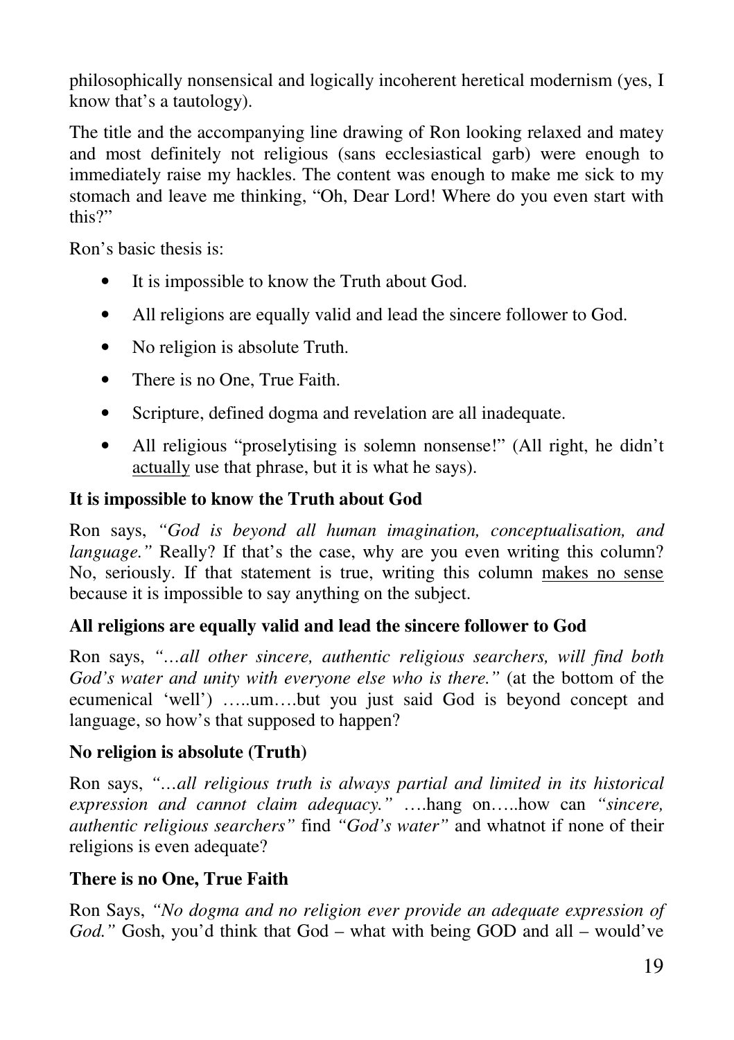philosophically nonsensical and logically incoherent heretical modernism (yes, I know that's a tautology).

The title and the accompanying line drawing of Ron looking relaxed and matey and most definitely not religious (sans ecclesiastical garb) were enough to immediately raise my hackles. The content was enough to make me sick to my stomach and leave me thinking, "Oh, Dear Lord! Where do you even start with this?"

Ron's basic thesis is:

- It is impossible to know the Truth about God.
- All religions are equally valid and lead the sincere follower to God.
- No religion is absolute Truth.
- There is no One, True Faith.
- Scripture, defined dogma and revelation are all inadequate.
- All religious "proselytising is solemn nonsense!" (All right, he didn't <u>actually</u> use that phrase, but it is what he says).

**It is impossible to know the Truth about God**

Ron says, *"God is beyond all human imagination, conceptualisation, and language."* Really? If that's the case, why are you even writing this column? No, seriously. If that statement is true, writing this column <u>makes no sense</u> because it is impossible to say anything on the subject.

**All religions are equally valid and lead the sincere follower to God**

Ron says, *"…all other sincere, authentic religious searchers, will find both God's water and unity with everyone else who is there."* (at the bottom of the ecumenical 'well') …..um….but you just said God is beyond concept and language, so how's that supposed to happen?

**No religion is absolute (Truth)**

Ron says, *"…all religious truth is always partial and limited in its historical expression and cannot claim adequacy."* ….hang on…..how can *"sincere, authentic religious searchers"* find *"God's water"* and whatnot if none of their religions is even adequate?

**There is no One, True Faith**

Ron Says, *"No dogma and no religion ever provide an adequate expression of God."* Gosh, you'd think that God – what with being GOD and all – would've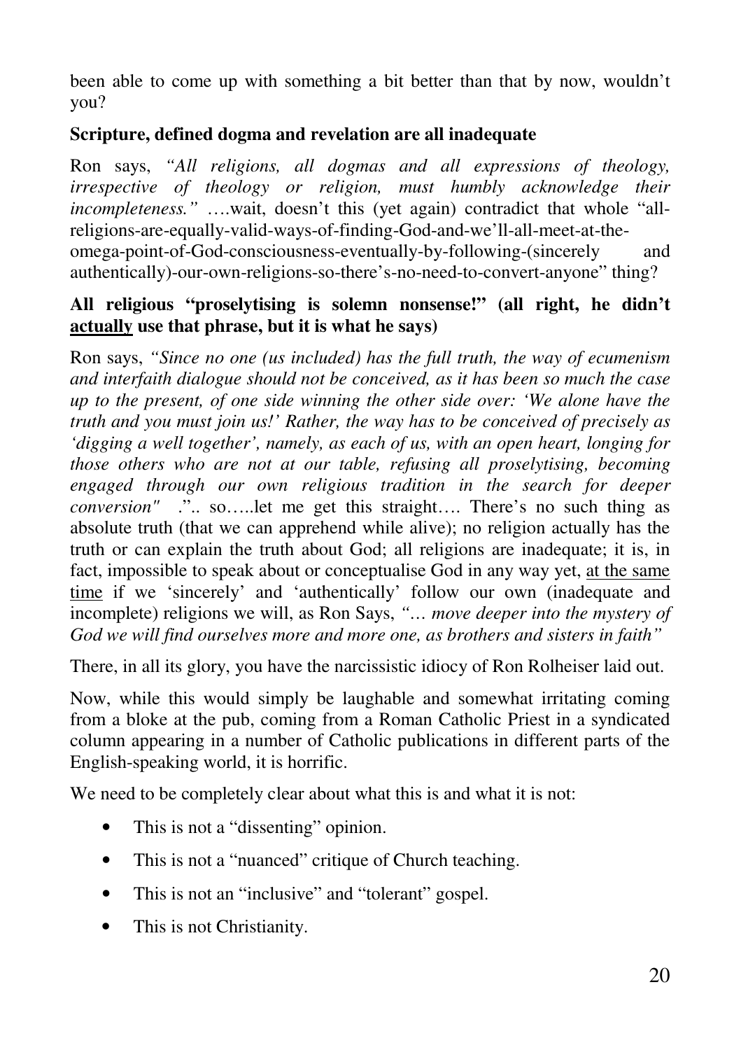been able to come up with something a bit better than that by now, wouldn't you?

**Scripture, defined dogma and revelation are all inadequate**

Ron says, *"All religions, all dogmas and all expressions of theology, irrespective of theology or religion, must humbly acknowledge their incompleteness."* ….wait, doesn't this (yet again) contradict that whole "all-religions-are-equally-valid-ways-of-finding-God-and-we'll-all-meet-at-the-omega-point-of-God-consciousness-eventually-by-following-(sincerely and authentically)-our-own-religions-so-there's-no-need-to-convert-anyone" thing?

**All religious "proselytising is solemn nonsense!" (all right, he didn't <u>actually</u> use that phrase, but it is what he says)**

Ron says, *"Since no one (us included) has the full truth, the way of ecumenism and interfaith dialogue should not be conceived, as it has been so much the case up to the present, of one side winning the other side over: 'We alone have the truth and you must join us!' Rather, the way has to be conceived of precisely as 'digging a well together', namely, as each of us, with an open heart, longing for those others who are not at our table, refusing all proselytising, becoming engaged through our own religious tradition in the search for deeper conversion"* ."... so…..let me get this straight…. There's no such thing as absolute truth (that we can apprehend while alive); no religion actually has the truth or can explain the truth about God; all religions are inadequate; it is, in fact, impossible to speak about or conceptualise God in any way yet, <u>at the same time</u> if we 'sincerely' and 'authentically' follow our own (inadequate and incomplete) religions we will, as Ron Says, *"… move deeper into the mystery of God we will find ourselves more and more one, as brothers and sisters in faith"*

There, in all its glory, you have the narcissistic idiocy of Ron Rolheiser laid out.

Now, while this would simply be laughable and somewhat irritating coming from a bloke at the pub, coming from a Roman Catholic Priest in a syndicated column appearing in a number of Catholic publications in different parts of the English-speaking world, it is horrific.

We need to be completely clear about what this is and what it is not:

- This is not a "dissenting" opinion.
- This is not a "nuanced" critique of Church teaching.
- This is not an "inclusive" and "tolerant" gospel.
- This is not Christianity.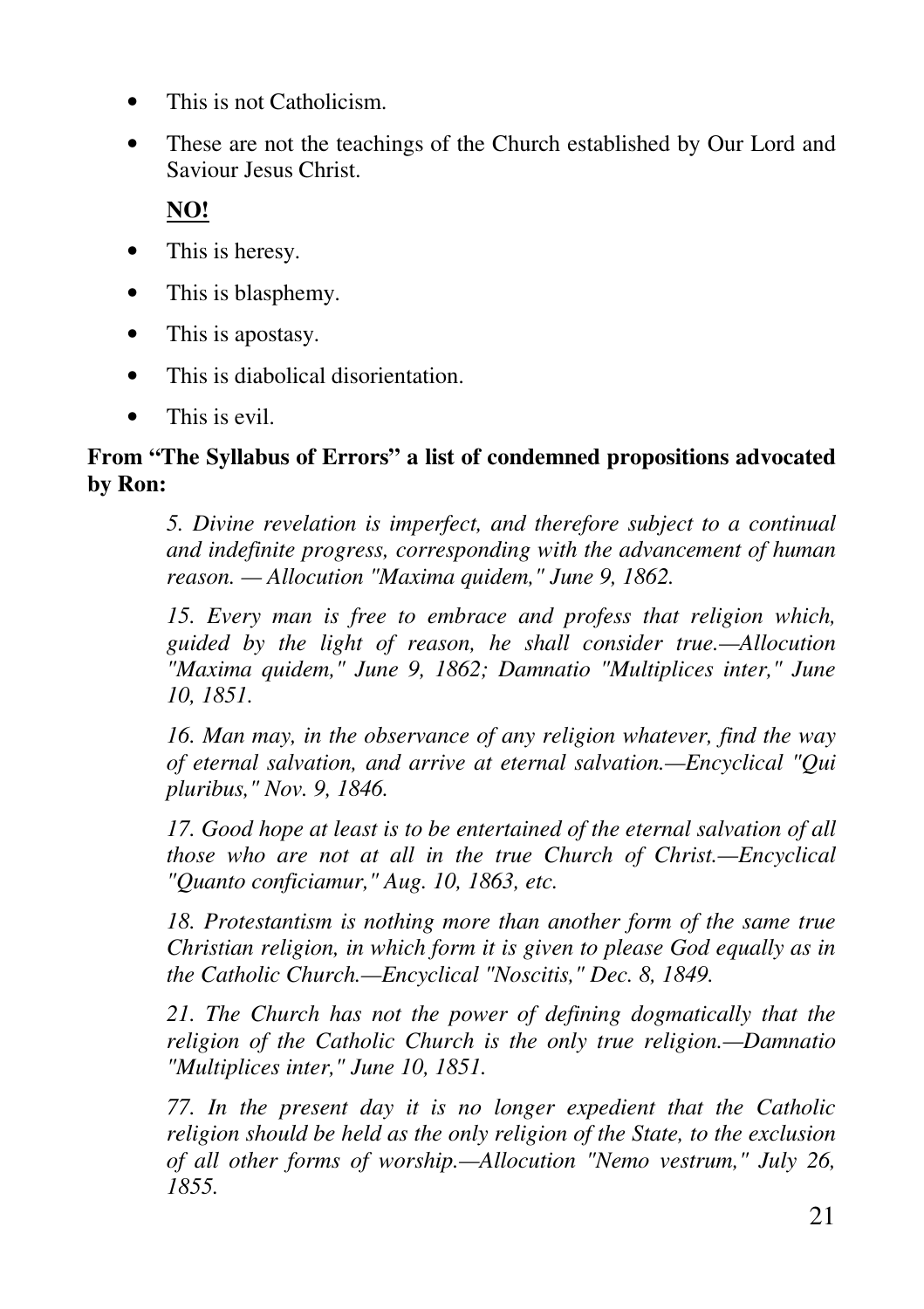- This is not Catholicism.
- These are not the teachings of the Church established by Our Lord and Saviour Jesus Christ.

  **NO!**

- This is heresy.
- This is blasphemy.
- This is apostasy.
- This is diabolical disorientation.
- This is evil.

**From "The Syllabus of Errors" a list of condemned propositions advocated by Ron:**

> *5. Divine revelation is imperfect, and therefore subject to a continual and indefinite progress, corresponding with the advancement of human reason. — Allocution "Maxima quidem," June 9, 1862.*
>
> *15. Every man is free to embrace and profess that religion which, guided by the light of reason, he shall consider true.—Allocution "Maxima quidem," June 9, 1862; Damnatio "Multiplices inter," June 10, 1851.*
>
> *16. Man may, in the observance of any religion whatever, find the way of eternal salvation, and arrive at eternal salvation.—Encyclical "Qui pluribus," Nov. 9, 1846.*
>
> *17. Good hope at least is to be entertained of the eternal salvation of all those who are not at all in the true Church of Christ.—Encyclical "Quanto conficiamur," Aug. 10, 1863, etc.*
>
> *18. Protestantism is nothing more than another form of the same true Christian religion, in which form it is given to please God equally as in the Catholic Church.—Encyclical "Noscitis," Dec. 8, 1849.*
>
> *21. The Church has not the power of defining dogmatically that the religion of the Catholic Church is the only true religion.—Damnatio "Multiplices inter," June 10, 1851.*
>
> *77. In the present day it is no longer expedient that the Catholic religion should be held as the only religion of the State, to the exclusion of all other forms of worship.—Allocution "Nemo vestrum," July 26, 1855.*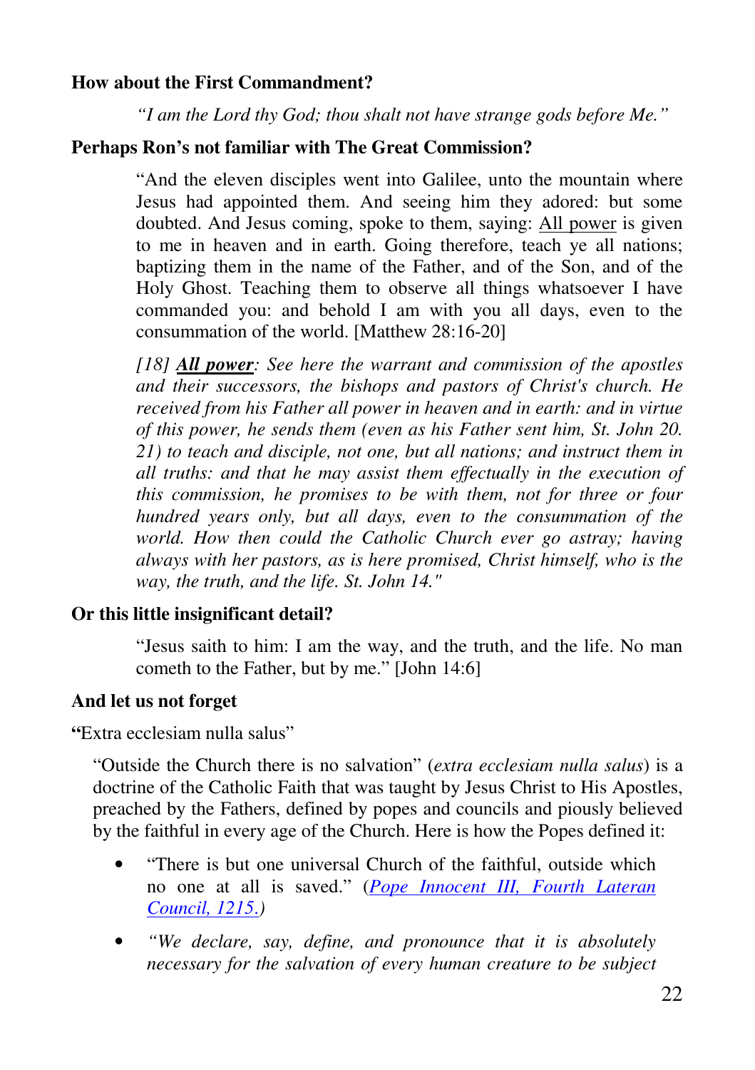**How about the First Commandment?**

> *"I am the Lord thy God; thou shalt not have strange gods before Me."*

**Perhaps Ron's not familiar with The Great Commission?**

> "And the eleven disciples went into Galilee, unto the mountain where Jesus had appointed them. And seeing him they adored: but some doubted. And Jesus coming, spoke to them, saying: <u>All power</u> is given to me in heaven and in earth. Going therefore, teach ye all nations; baptizing them in the name of the Father, and of the Son, and of the Holy Ghost. Teaching them to observe all things whatsoever I have commanded you: and behold I am with you all days, even to the consummation of the world. [Matthew 28:16-20]
>
> *[18] **<u>All power</u>**: See here the warrant and commission of the apostles and their successors, the bishops and pastors of Christ's church. He received from his Father all power in heaven and in earth: and in virtue of this power, he sends them (even as his Father sent him, St. John 20. 21) to teach and disciple, not one, but all nations; and instruct them in all truths: and that he may assist them effectually in the execution of this commission, he promises to be with them, not for three or four hundred years only, but all days, even to the consummation of the world. How then could the Catholic Church ever go astray; having always with her pastors, as is here promised, Christ himself, who is the way, the truth, and the life. St. John 14."*

**Or this little insignificant detail?**

> "Jesus saith to him: I am the way, and the truth, and the life. No man cometh to the Father, but by me." [John 14:6]

**And let us not forget**

**"**Extra ecclesiam nulla salus"

"Outside the Church there is no salvation" (*extra ecclesiam nulla salus*) is a doctrine of the Catholic Faith that was taught by Jesus Christ to His Apostles, preached by the Fathers, defined by popes and councils and piously believed by the faithful in every age of the Church. Here is how the Popes defined it:

- "There is but one universal Church of the faithful, outside which no one at all is saved." (*Pope Innocent III, Fourth Lateran Council, 1215.*)
- *"We declare, say, define, and pronounce that it is absolutely necessary for the salvation of every human creature to be subject*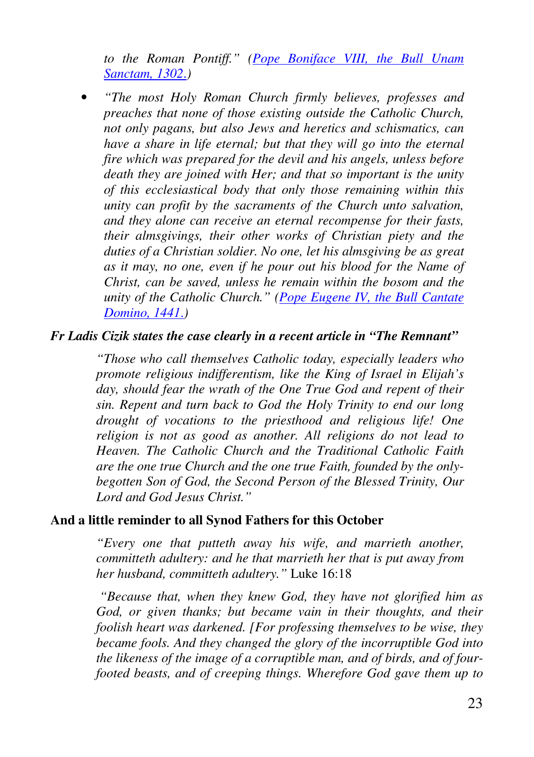*to the Roman Pontiff." ([Pope Boniface VIII, the Bull Unam Sanctam, 1302.](#))*

- *"The most Holy Roman Church firmly believes, professes and preaches that none of those existing outside the Catholic Church, not only pagans, but also Jews and heretics and schismatics, can have a share in life eternal; but that they will go into the eternal fire which was prepared for the devil and his angels, unless before death they are joined with Her; and that so important is the unity of this ecclesiastical body that only those remaining within this unity can profit by the sacraments of the Church unto salvation, and they alone can receive an eternal recompense for their fasts, their almsgivings, their other works of Christian piety and the duties of a Christian soldier. No one, let his almsgiving be as great as it may, no one, even if he pour out his blood for the Name of Christ, can be saved, unless he remain within the bosom and the unity of the Catholic Church." ([Pope Eugene IV, the Bull Cantate Domino, 1441.](#))*

***Fr Ladis Cizik states the case clearly in a recent article in "The Remnant"***

> *"Those who call themselves Catholic today, especially leaders who promote religious indifferentism, like the King of Israel in Elijah's day, should fear the wrath of the One True God and repent of their sin. Repent and turn back to God the Holy Trinity to end our long drought of vocations to the priesthood and religious life! One religion is not as good as another. All religions do not lead to Heaven. The Catholic Church and the Traditional Catholic Faith are the one true Church and the one true Faith, founded by the only-begotten Son of God, the Second Person of the Blessed Trinity, Our Lord and God Jesus Christ."*

**And a little reminder to all Synod Fathers for this October**

> *"Every one that putteth away his wife, and marrieth another, committeth adultery: and he that marrieth her that is put away from her husband, committeth adultery."* Luke 16:18

> *"Because that, when they knew God, they have not glorified him as God, or given thanks; but became vain in their thoughts, and their foolish heart was darkened. [For professing themselves to be wise, they became fools. And they changed the glory of the incorruptible God into the likeness of the image of a corruptible man, and of birds, and of four-footed beasts, and of creeping things. Wherefore God gave them up to*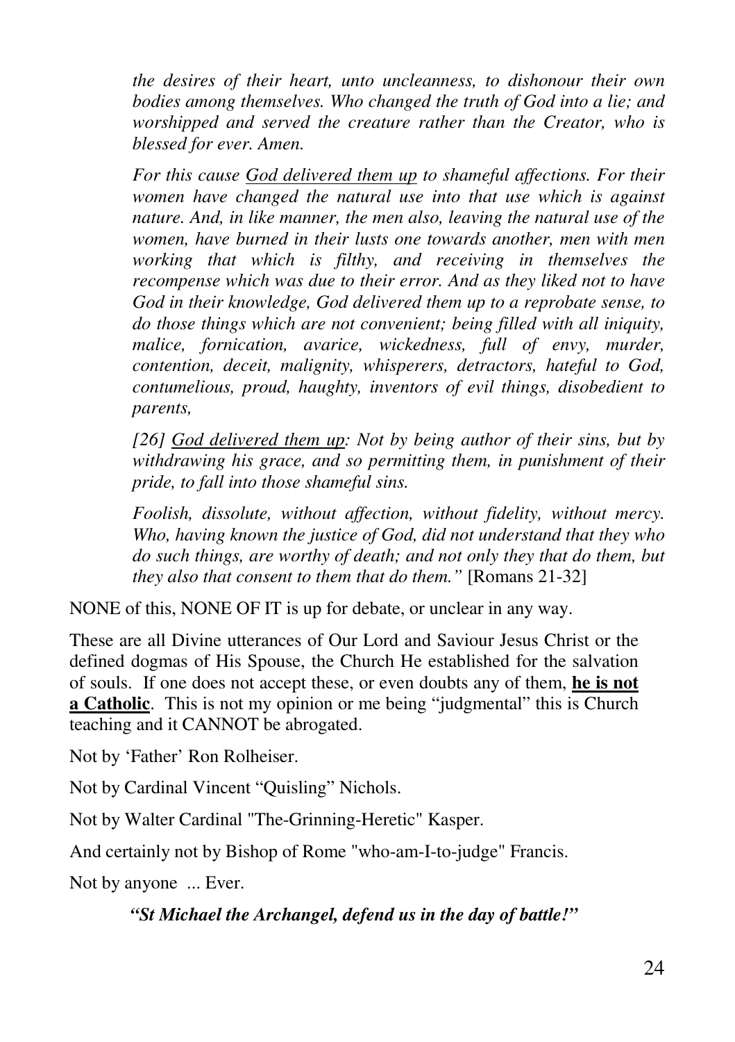*the desires of their heart, unto uncleanness, to dishonour their own bodies among themselves. Who changed the truth of God into a lie; and worshipped and served the creature rather than the Creator, who is blessed for ever. Amen.*

*For this cause <u>God delivered them up</u> to shameful affections. For their women have changed the natural use into that use which is against nature. And, in like manner, the men also, leaving the natural use of the women, have burned in their lusts one towards another, men with men working that which is filthy, and receiving in themselves the recompense which was due to their error. And as they liked not to have God in their knowledge, God delivered them up to a reprobate sense, to do those things which are not convenient; being filled with all iniquity, malice, fornication, avarice, wickedness, full of envy, murder, contention, deceit, malignity, whisperers, detractors, hateful to God, contumelious, proud, haughty, inventors of evil things, disobedient to parents,*

*[26] <u>God delivered them up</u>: Not by being author of their sins, but by withdrawing his grace, and so permitting them, in punishment of their pride, to fall into those shameful sins.*

*Foolish, dissolute, without affection, without fidelity, without mercy. Who, having known the justice of God, did not understand that they who do such things, are worthy of death; and not only they that do them, but they also that consent to them that do them."* [Romans 21-32]

NONE of this, NONE OF IT is up for debate, or unclear in any way.

These are all Divine utterances of Our Lord and Saviour Jesus Christ or the defined dogmas of His Spouse, the Church He established for the salvation of souls. If one does not accept these, or even doubts any of them, **<u>he is not a Catholic</u>**. This is not my opinion or me being "judgmental" this is Church teaching and it CANNOT be abrogated.

Not by 'Father' Ron Rolheiser.

Not by Cardinal Vincent "Quisling" Nichols.

Not by Walter Cardinal "The-Grinning-Heretic" Kasper.

And certainly not by Bishop of Rome "who-am-I-to-judge" Francis.

Not by anyone ... Ever.

***"St Michael the Archangel, defend us in the day of battle!"***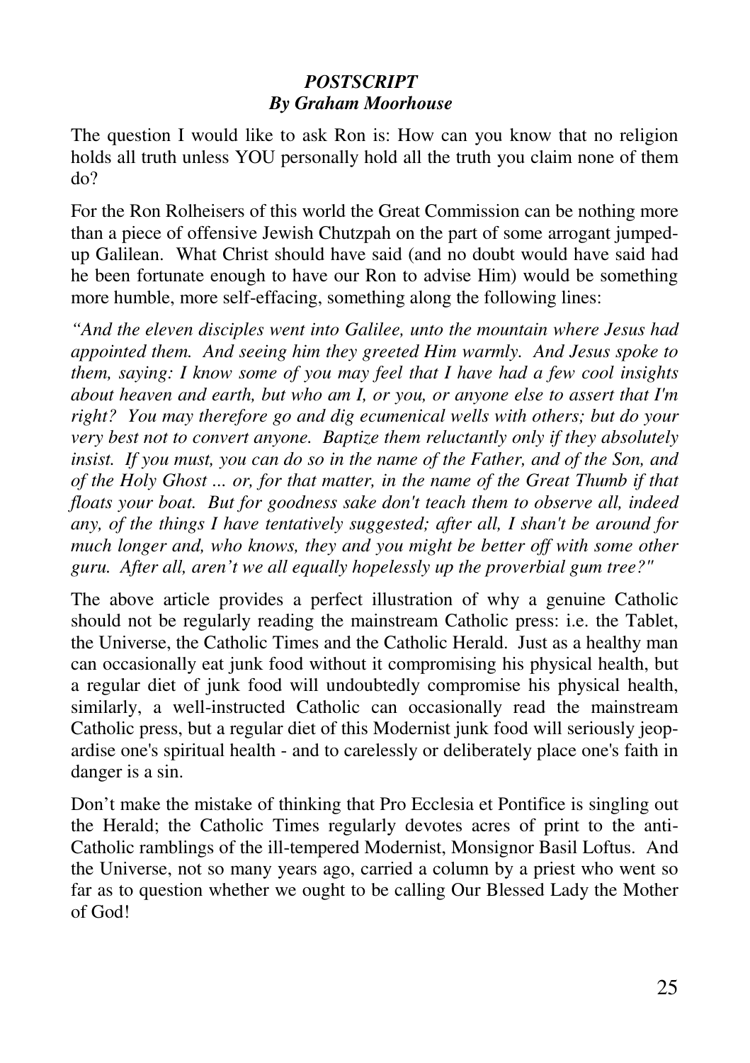### ***POSTSCRIPT***
### ***By Graham Moorhouse***

The question I would like to ask Ron is: How can you know that no religion holds all truth unless YOU personally hold all the truth you claim none of them do?

For the Ron Rolheisers of this world the Great Commission can be nothing more than a piece of offensive Jewish Chutzpah on the part of some arrogant jumped-up Galilean. What Christ should have said (and no doubt would have said had he been fortunate enough to have our Ron to advise Him) would be something more humble, more self-effacing, something along the following lines:

*"And the eleven disciples went into Galilee, unto the mountain where Jesus had appointed them. And seeing him they greeted Him warmly. And Jesus spoke to them, saying: I know some of you may feel that I have had a few cool insights about heaven and earth, but who am I, or you, or anyone else to assert that I'm right? You may therefore go and dig ecumenical wells with others; but do your very best not to convert anyone. Baptize them reluctantly only if they absolutely insist. If you must, you can do so in the name of the Father, and of the Son, and of the Holy Ghost ... or, for that matter, in the name of the Great Thumb if that floats your boat. But for goodness sake don't teach them to observe all, indeed any, of the things I have tentatively suggested; after all, I shan't be around for much longer and, who knows, they and you might be better off with some other guru. After all, aren't we all equally hopelessly up the proverbial gum tree?"*

The above article provides a perfect illustration of why a genuine Catholic should not be regularly reading the mainstream Catholic press: i.e. the Tablet, the Universe, the Catholic Times and the Catholic Herald. Just as a healthy man can occasionally eat junk food without it compromising his physical health, but a regular diet of junk food will undoubtedly compromise his physical health, similarly, a well-instructed Catholic can occasionally read the mainstream Catholic press, but a regular diet of this Modernist junk food will seriously jeopardise one's spiritual health - and to carelessly or deliberately place one's faith in danger is a sin.

Don't make the mistake of thinking that Pro Ecclesia et Pontifice is singling out the Herald; the Catholic Times regularly devotes acres of print to the anti-Catholic ramblings of the ill-tempered Modernist, Monsignor Basil Loftus. And the Universe, not so many years ago, carried a column by a priest who went so far as to question whether we ought to be calling Our Blessed Lady the Mother of God!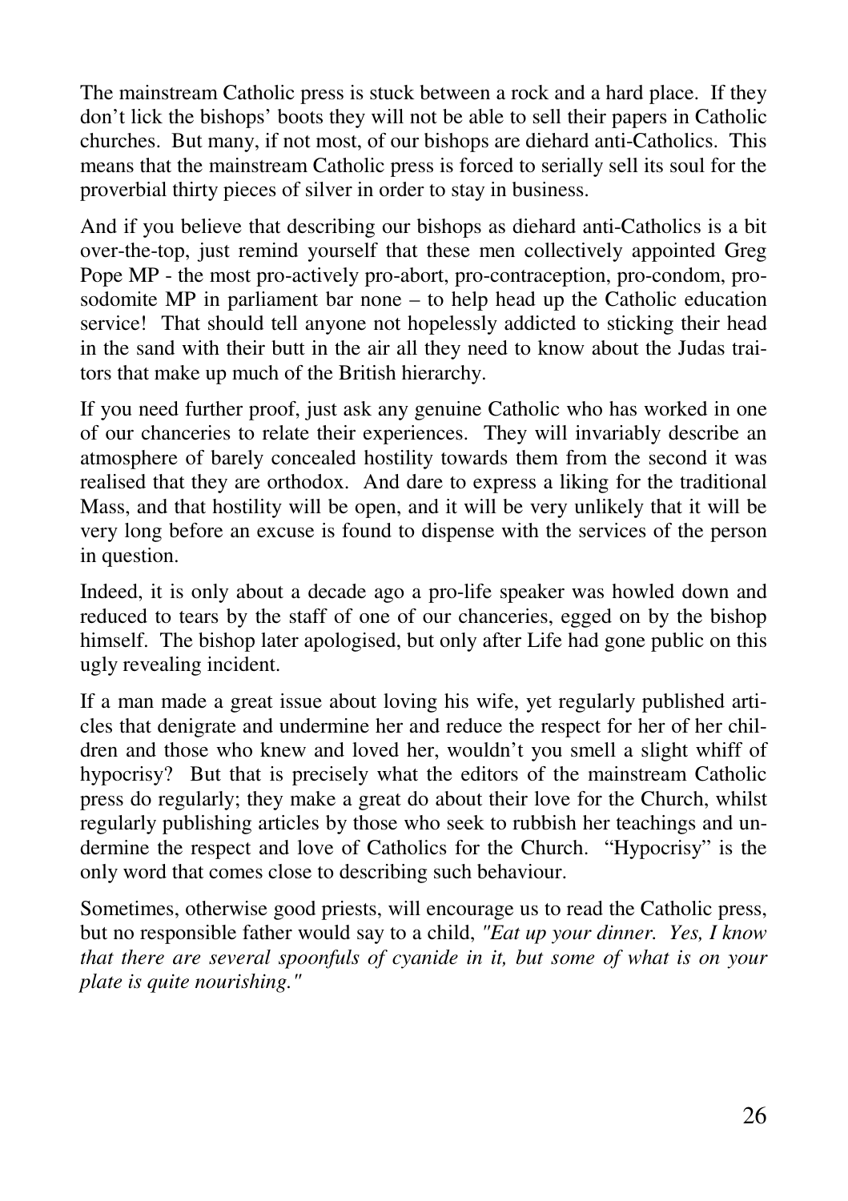The mainstream Catholic press is stuck between a rock and a hard place. If they don't lick the bishops' boots they will not be able to sell their papers in Catholic churches. But many, if not most, of our bishops are diehard anti-Catholics. This means that the mainstream Catholic press is forced to serially sell its soul for the proverbial thirty pieces of silver in order to stay in business.

And if you believe that describing our bishops as diehard anti-Catholics is a bit over-the-top, just remind yourself that these men collectively appointed Greg Pope MP - the most pro-actively pro-abort, pro-contraception, pro-condom, pro-sodomite MP in parliament bar none – to help head up the Catholic education service! That should tell anyone not hopelessly addicted to sticking their head in the sand with their butt in the air all they need to know about the Judas traitors that make up much of the British hierarchy.

If you need further proof, just ask any genuine Catholic who has worked in one of our chanceries to relate their experiences. They will invariably describe an atmosphere of barely concealed hostility towards them from the second it was realised that they are orthodox. And dare to express a liking for the traditional Mass, and that hostility will be open, and it will be very unlikely that it will be very long before an excuse is found to dispense with the services of the person in question.

Indeed, it is only about a decade ago a pro-life speaker was howled down and reduced to tears by the staff of one of our chanceries, egged on by the bishop himself. The bishop later apologised, but only after Life had gone public on this ugly revealing incident.

If a man made a great issue about loving his wife, yet regularly published articles that denigrate and undermine her and reduce the respect for her of her children and those who knew and loved her, wouldn't you smell a slight whiff of hypocrisy? But that is precisely what the editors of the mainstream Catholic press do regularly; they make a great do about their love for the Church, whilst regularly publishing articles by those who seek to rubbish her teachings and undermine the respect and love of Catholics for the Church. "Hypocrisy" is the only word that comes close to describing such behaviour.

Sometimes, otherwise good priests, will encourage us to read the Catholic press, but no responsible father would say to a child, *"Eat up your dinner. Yes, I know that there are several spoonfuls of cyanide in it, but some of what is on your plate is quite nourishing."*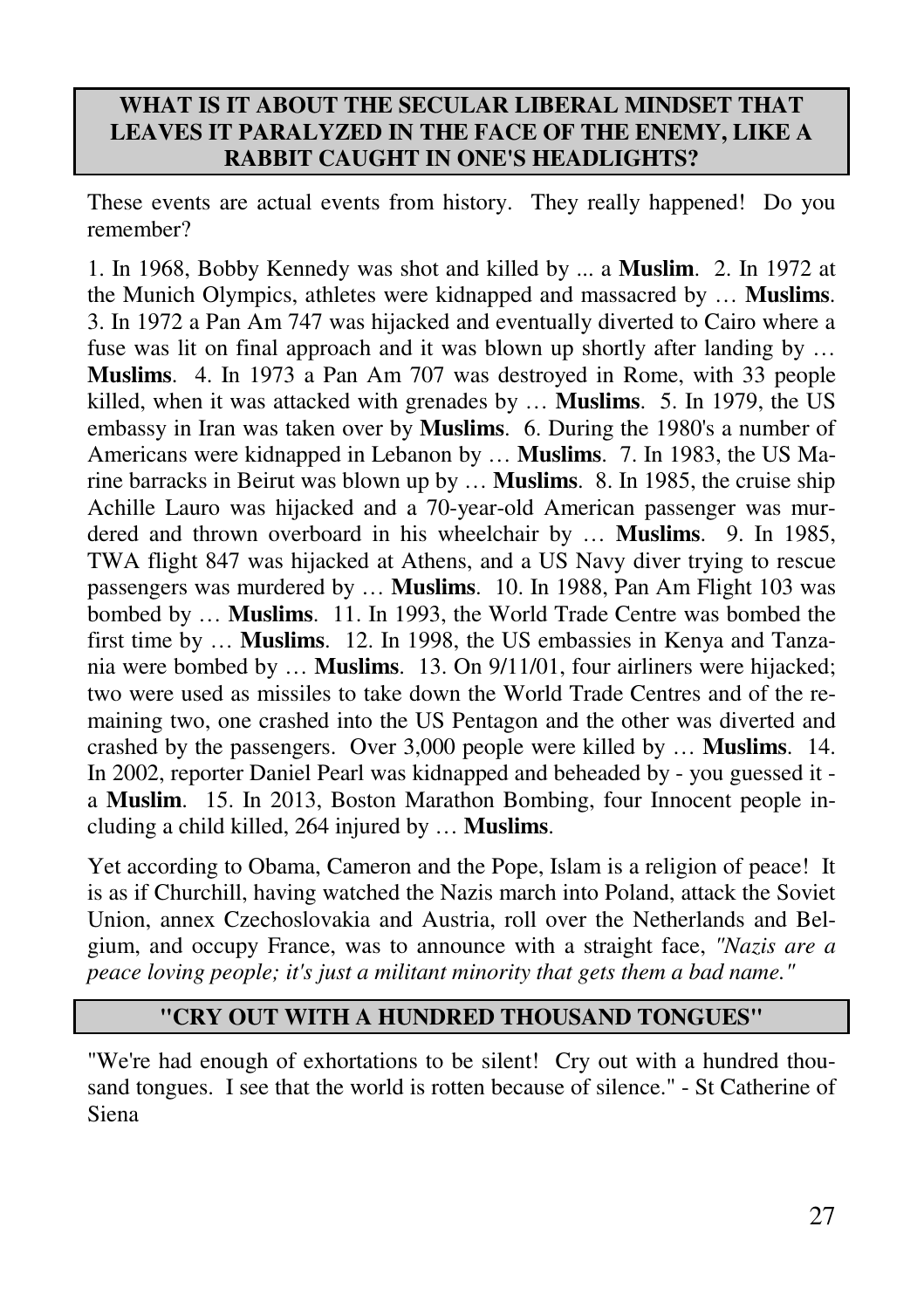## WHAT IS IT ABOUT THE SECULAR LIBERAL MINDSET THAT LEAVES IT PARALYZED IN THE FACE OF THE ENEMY, LIKE A RABBIT CAUGHT IN ONE'S HEADLIGHTS?

These events are actual events from history. They really happened! Do you remember?

1. In 1968, Bobby Kennedy was shot and killed by ... a **Muslim**. 2. In 1972 at the Munich Olympics, athletes were kidnapped and massacred by … **Muslims**. 3. In 1972 a Pan Am 747 was hijacked and eventually diverted to Cairo where a fuse was lit on final approach and it was blown up shortly after landing by … **Muslims**. 4. In 1973 a Pan Am 707 was destroyed in Rome, with 33 people killed, when it was attacked with grenades by … **Muslims**. 5. In 1979, the US embassy in Iran was taken over by **Muslims**. 6. During the 1980's a number of Americans were kidnapped in Lebanon by … **Muslims**. 7. In 1983, the US Marine barracks in Beirut was blown up by … **Muslims**. 8. In 1985, the cruise ship Achille Lauro was hijacked and a 70-year-old American passenger was murdered and thrown overboard in his wheelchair by … **Muslims**. 9. In 1985, TWA flight 847 was hijacked at Athens, and a US Navy diver trying to rescue passengers was murdered by … **Muslims**. 10. In 1988, Pan Am Flight 103 was bombed by … **Muslims**. 11. In 1993, the World Trade Centre was bombed the first time by … **Muslims**. 12. In 1998, the US embassies in Kenya and Tanzania were bombed by … **Muslims**. 13. On 9/11/01, four airliners were hijacked; two were used as missiles to take down the World Trade Centres and of the remaining two, one crashed into the US Pentagon and the other was diverted and crashed by the passengers. Over 3,000 people were killed by … **Muslims**. 14. In 2002, reporter Daniel Pearl was kidnapped and beheaded by - you guessed it - a **Muslim**. 15. In 2013, Boston Marathon Bombing, four Innocent people including a child killed, 264 injured by … **Muslims**.

Yet according to Obama, Cameron and the Pope, Islam is a religion of peace! It is as if Churchill, having watched the Nazis march into Poland, attack the Soviet Union, annex Czechoslovakia and Austria, roll over the Netherlands and Belgium, and occupy France, was to announce with a straight face, *"Nazis are a peace loving people; it's just a militant minority that gets them a bad name."*

## "CRY OUT WITH A HUNDRED THOUSAND TONGUES"

"We're had enough of exhortations to be silent! Cry out with a hundred thousand tongues. I see that the world is rotten because of silence." - St Catherine of Siena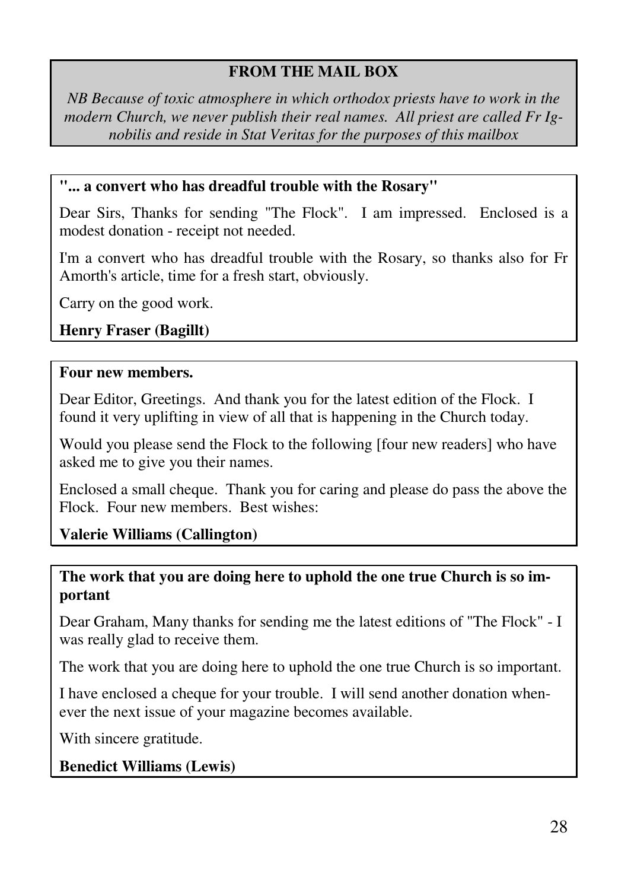## FROM THE MAIL BOX

*NB Because of toxic atmosphere in which orthodox priests have to work in the modern Church, we never publish their real names. All priest are called Fr Ignobilis and reside in Stat Veritas for the purposes of this mailbox*

**"... a convert who has dreadful trouble with the Rosary"**

Dear Sirs, Thanks for sending "The Flock". I am impressed. Enclosed is a modest donation - receipt not needed.

I'm a convert who has dreadful trouble with the Rosary, so thanks also for Fr Amorth's article, time for a fresh start, obviously.

Carry on the good work.

**Henry Fraser (Bagillt)**

**Four new members.**

Dear Editor, Greetings. And thank you for the latest edition of the Flock. I found it very uplifting in view of all that is happening in the Church today.

Would you please send the Flock to the following [four new readers] who have asked me to give you their names.

Enclosed a small cheque. Thank you for caring and please do pass the above the Flock. Four new members. Best wishes:

**Valerie Williams (Callington)**

**The work that you are doing here to uphold the one true Church is so important**

Dear Graham, Many thanks for sending me the latest editions of "The Flock" - I was really glad to receive them.

The work that you are doing here to uphold the one true Church is so important.

I have enclosed a cheque for your trouble. I will send another donation whenever the next issue of your magazine becomes available.

With sincere gratitude.

**Benedict Williams (Lewis)**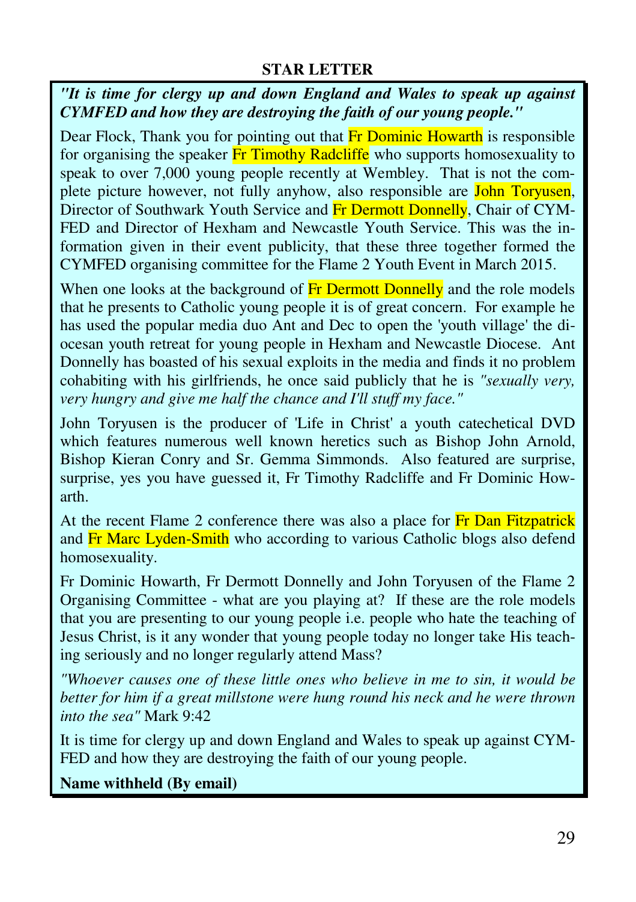## STAR LETTER

***"It is time for clergy up and down England and Wales to speak up against CYMFED and how they are destroying the faith of our young people."***

Dear Flock, Thank you for pointing out that Fr Dominic Howarth is responsible for organising the speaker Fr Timothy Radcliffe who supports homosexuality to speak to over 7,000 young people recently at Wembley. That is not the complete picture however, not fully anyhow, also responsible are John Toryusen, Director of Southwark Youth Service and Fr Dermott Donnelly, Chair of CYMFED and Director of Hexham and Newcastle Youth Service. This was the information given in their event publicity, that these three together formed the CYMFED organising committee for the Flame 2 Youth Event in March 2015.

When one looks at the background of Fr Dermott Donnelly and the role models that he presents to Catholic young people it is of great concern. For example he has used the popular media duo Ant and Dec to open the 'youth village' the diocesan youth retreat for young people in Hexham and Newcastle Diocese. Ant Donnelly has boasted of his sexual exploits in the media and finds it no problem cohabiting with his girlfriends, he once said publicly that he is *"sexually very, very hungry and give me half the chance and I'll stuff my face."*

John Toryusen is the producer of 'Life in Christ' a youth catechetical DVD which features numerous well known heretics such as Bishop John Arnold, Bishop Kieran Conry and Sr. Gemma Simmonds. Also featured are surprise, surprise, yes you have guessed it, Fr Timothy Radcliffe and Fr Dominic Howarth.

At the recent Flame 2 conference there was also a place for Fr Dan Fitzpatrick and Fr Marc Lyden-Smith who according to various Catholic blogs also defend homosexuality.

Fr Dominic Howarth, Fr Dermott Donnelly and John Toryusen of the Flame 2 Organising Committee - what are you playing at? If these are the role models that you are presenting to our young people i.e. people who hate the teaching of Jesus Christ, is it any wonder that young people today no longer take His teaching seriously and no longer regularly attend Mass?

*"Whoever causes one of these little ones who believe in me to sin, it would be better for him if a great millstone were hung round his neck and he were thrown into the sea"* Mark 9:42

It is time for clergy up and down England and Wales to speak up against CYMFED and how they are destroying the faith of our young people.

**Name withheld (By email)**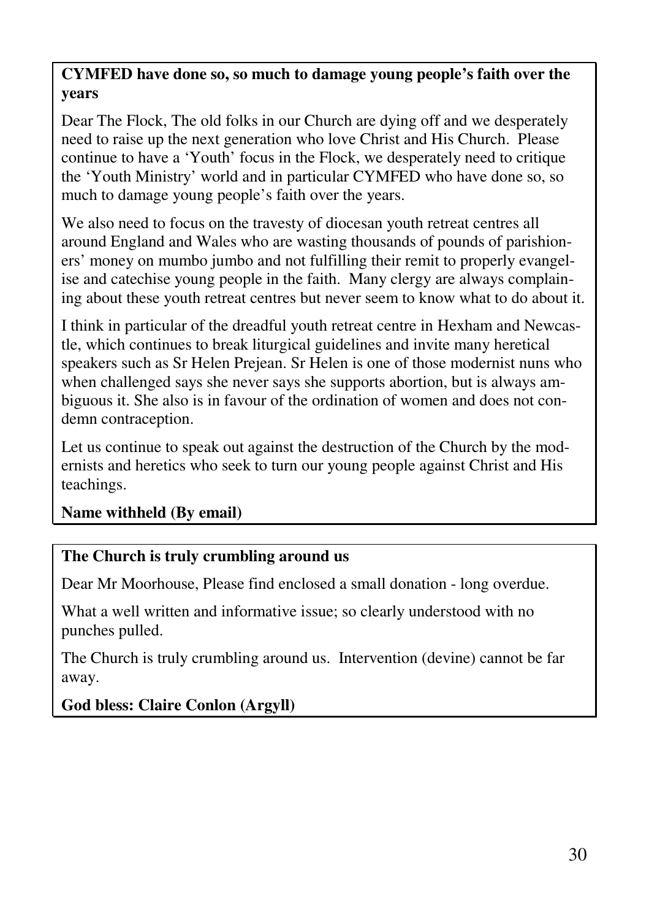**CYMFED have done so, so much to damage young people's faith over the years**

Dear The Flock, The old folks in our Church are dying off and we desperately need to raise up the next generation who love Christ and His Church. Please continue to have a 'Youth' focus in the Flock, we desperately need to critique the 'Youth Ministry' world and in particular CYMFED who have done so, so much to damage young people's faith over the years.

We also need to focus on the travesty of diocesan youth retreat centres all around England and Wales who are wasting thousands of pounds of parishioners' money on mumbo jumbo and not fulfilling their remit to properly evangelise and catechise young people in the faith. Many clergy are always complaining about these youth retreat centres but never seem to know what to do about it.

I think in particular of the dreadful youth retreat centre in Hexham and Newcastle, which continues to break liturgical guidelines and invite many heretical speakers such as Sr Helen Prejean. Sr Helen is one of those modernist nuns who when challenged says she never says she supports abortion, but is always ambiguous it. She also is in favour of the ordination of women and does not condemn contraception.

Let us continue to speak out against the destruction of the Church by the modernists and heretics who seek to turn our young people against Christ and His teachings.

**Name withheld (By email)**

**The Church is truly crumbling around us**

Dear Mr Moorhouse, Please find enclosed a small donation - long overdue.

What a well written and informative issue; so clearly understood with no punches pulled.

The Church is truly crumbling around us. Intervention (devine) cannot be far away.

**God bless: Claire Conlon (Argyll)**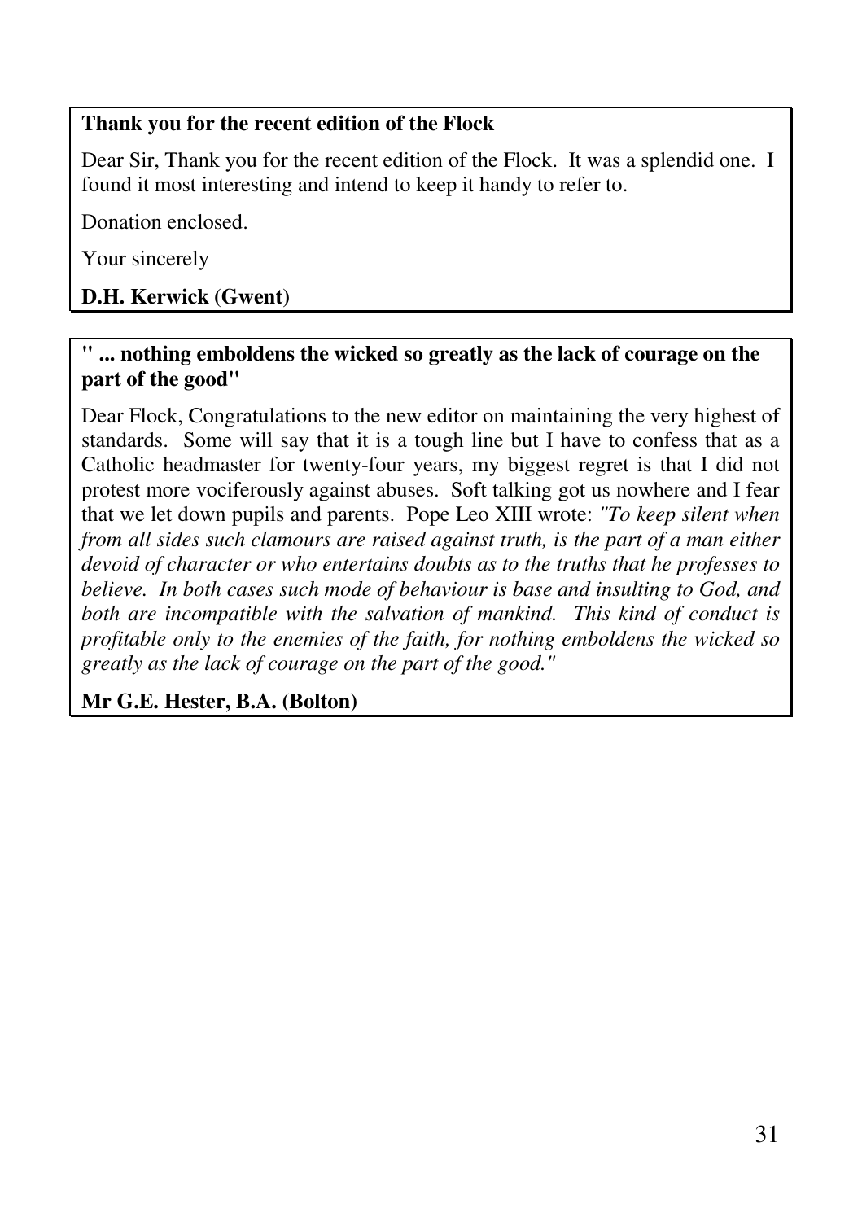**Thank you for the recent edition of the Flock**

Dear Sir, Thank you for the recent edition of the Flock. It was a splendid one. I found it most interesting and intend to keep it handy to refer to.

Donation enclosed.

Your sincerely

**D.H. Kerwick (Gwent)**

**" ... nothing emboldens the wicked so greatly as the lack of courage on the part of the good"**

Dear Flock, Congratulations to the new editor on maintaining the very highest of standards. Some will say that it is a tough line but I have to confess that as a Catholic headmaster for twenty-four years, my biggest regret is that I did not protest more vociferously against abuses. Soft talking got us nowhere and I fear that we let down pupils and parents. Pope Leo XIII wrote: *"To keep silent when from all sides such clamours are raised against truth, is the part of a man either devoid of character or who entertains doubts as to the truths that he professes to believe. In both cases such mode of behaviour is base and insulting to God, and both are incompatible with the salvation of mankind. This kind of conduct is profitable only to the enemies of the faith, for nothing emboldens the wicked so greatly as the lack of courage on the part of the good."*

**Mr G.E. Hester, B.A. (Bolton)**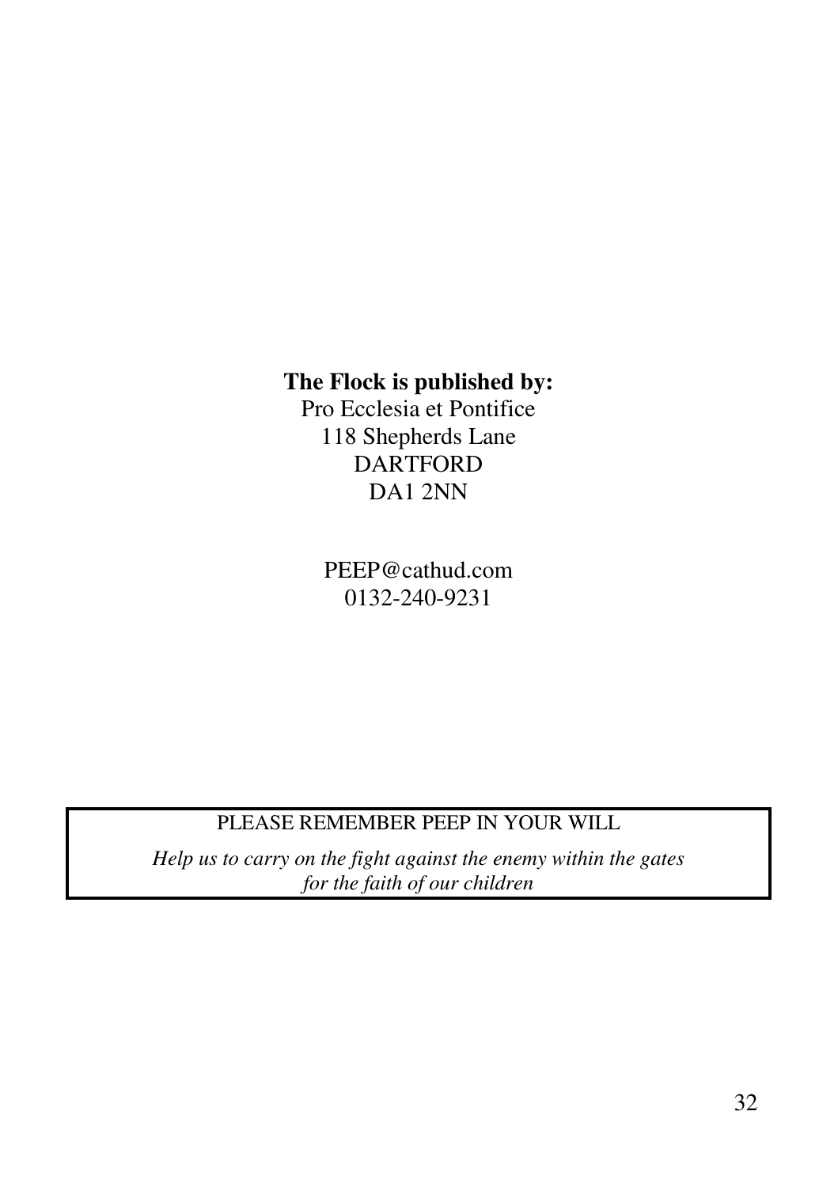**The Flock is published by:**
Pro Ecclesia et Pontifice
118 Shepherds Lane
DARTFORD
DA1 2NN

PEEP@cathud.com
0132-240-9231

PLEASE REMEMBER PEEP IN YOUR WILL

*Help us to carry on the fight against the enemy within the gates for the faith of our children*